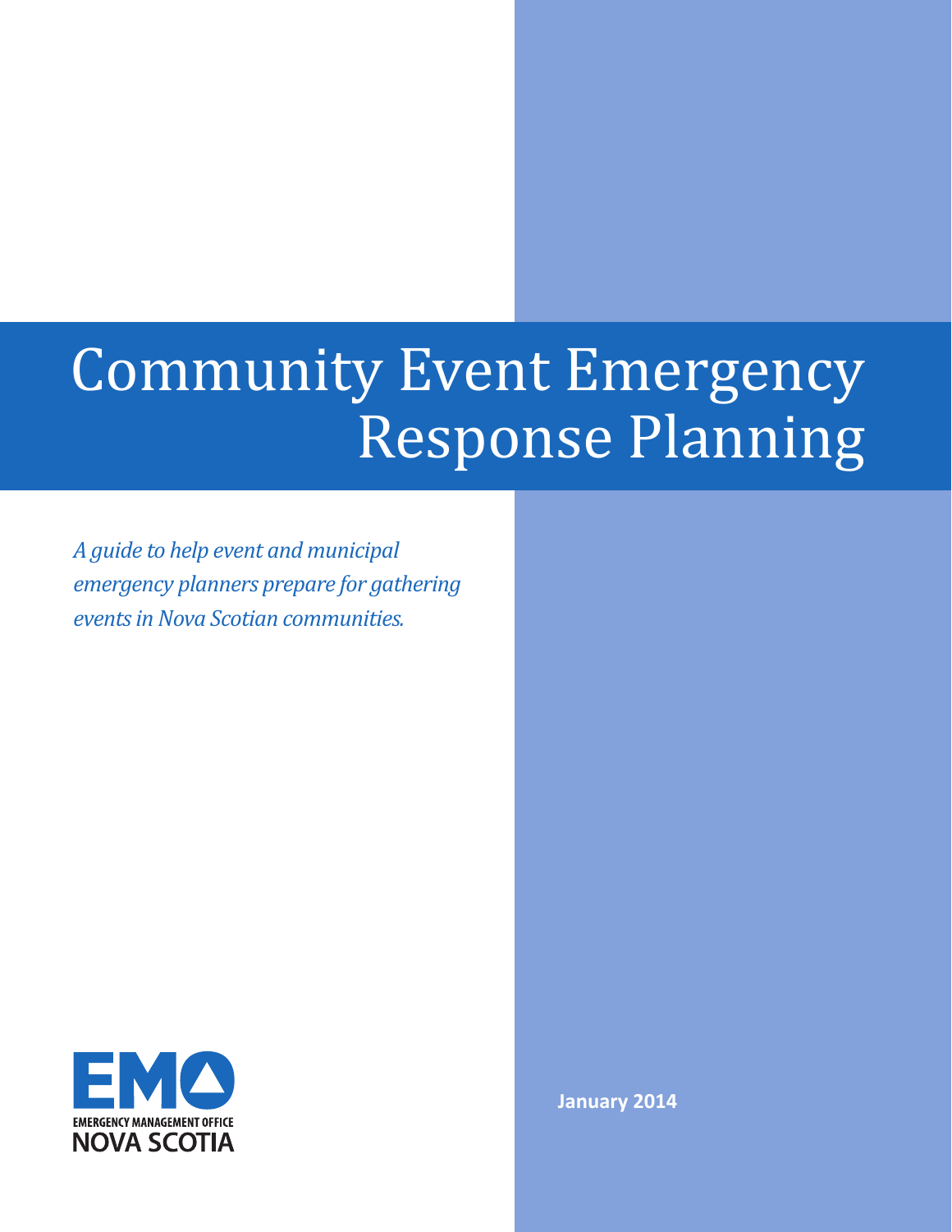# Community Event Emergency Response Planning

*A guide to help event and municipal emergency planners prepare for gathering events in Nova Scotian communities.*

EMO
EMERGENCY MANAGEMENT OFFICE
NOVA SCOTIA

**January 2014**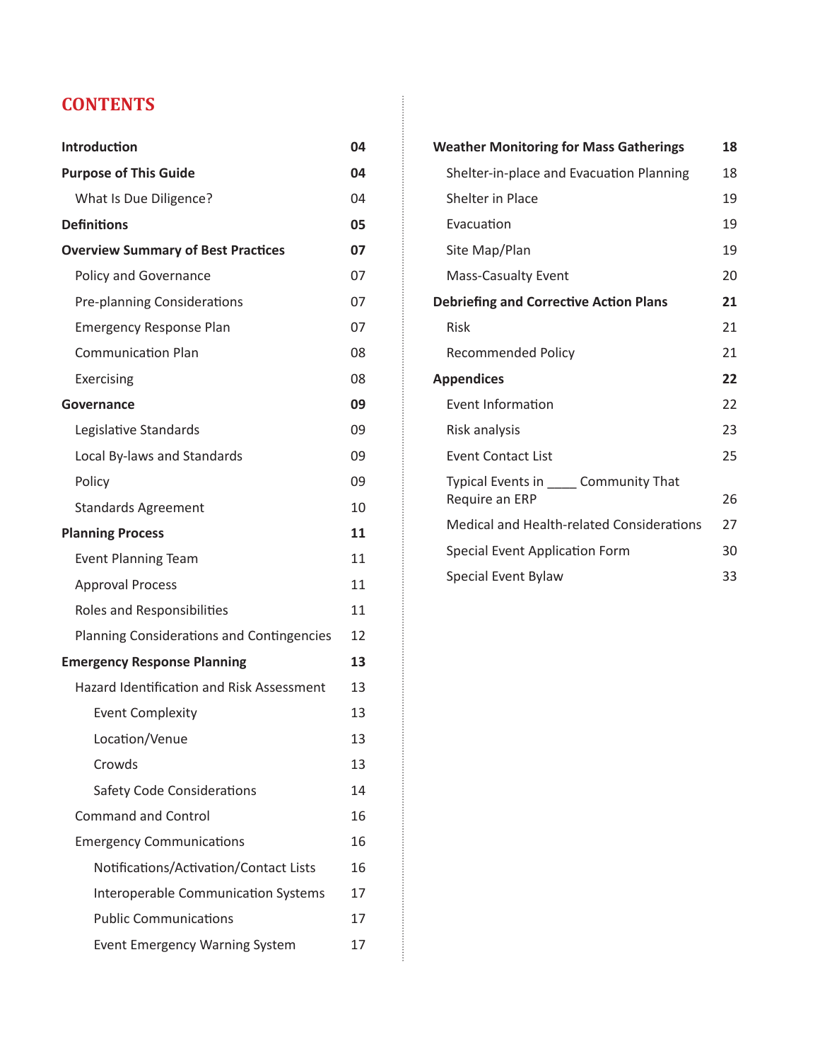# CONTENTS

| | |
|---|---|
| **Introduction** | **04** |
| **Purpose of This Guide** | **04** |
| What Is Due Diligence? | 04 |
| **Definitions** | **05** |
| **Overview Summary of Best Practices** | **07** |
| Policy and Governance | 07 |
| Pre-planning Considerations | 07 |
| Emergency Response Plan | 07 |
| Communication Plan | 08 |
| Exercising | 08 |
| **Governance** | **09** |
| Legislative Standards | 09 |
| Local By-laws and Standards | 09 |
| Policy | 09 |
| Standards Agreement | 10 |
| **Planning Process** | **11** |
| Event Planning Team | 11 |
| Approval Process | 11 |
| Roles and Responsibilities | 11 |
| Planning Considerations and Contingencies | 12 |
| **Emergency Response Planning** | **13** |
| Hazard Identification and Risk Assessment | 13 |
| Event Complexity | 13 |
| Location/Venue | 13 |
| Crowds | 13 |
| Safety Code Considerations | 14 |
| Command and Control | 16 |
| Emergency Communications | 16 |
| Notifications/Activation/Contact Lists | 16 |
| Interoperable Communication Systems | 17 |
| Public Communications | 17 |
| Event Emergency Warning System | 17 |
| **Weather Monitoring for Mass Gatherings** | **18** |
| Shelter-in-place and Evacuation Planning | 18 |
| Shelter in Place | 19 |
| Evacuation | 19 |
| Site Map/Plan | 19 |
| Mass-Casualty Event | 20 |
| **Debriefing and Corrective Action Plans** | **21** |
| Risk | 21 |
| Recommended Policy | 21 |
| **Appendices** | **22** |
| Event Information | 22 |
| Risk analysis | 23 |
| Event Contact List | 25 |
| Typical Events in ____ Community That Require an ERP | 26 |
| Medical and Health-related Considerations | 27 |
| Special Event Application Form | 30 |
| Special Event Bylaw | 33 |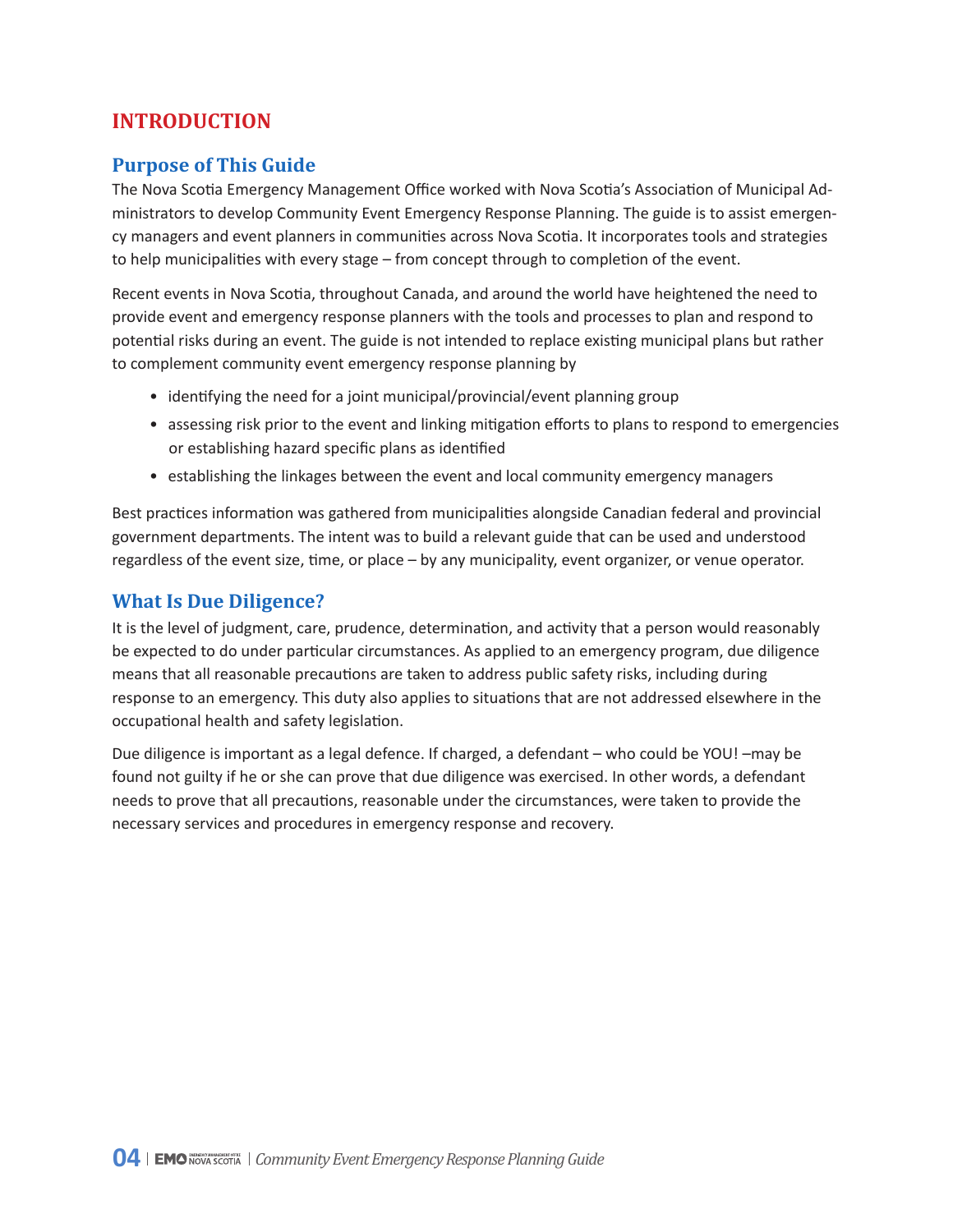# INTRODUCTION

## Purpose of This Guide

The Nova Scotia Emergency Management Office worked with Nova Scotia's Association of Municipal Administrators to develop Community Event Emergency Response Planning. The guide is to assist emergency managers and event planners in communities across Nova Scotia. It incorporates tools and strategies to help municipalities with every stage – from concept through to completion of the event.

Recent events in Nova Scotia, throughout Canada, and around the world have heightened the need to provide event and emergency response planners with the tools and processes to plan and respond to potential risks during an event. The guide is not intended to replace existing municipal plans but rather to complement community event emergency response planning by

- identifying the need for a joint municipal/provincial/event planning group
- assessing risk prior to the event and linking mitigation efforts to plans to respond to emergencies or establishing hazard specific plans as identified
- establishing the linkages between the event and local community emergency managers

Best practices information was gathered from municipalities alongside Canadian federal and provincial government departments. The intent was to build a relevant guide that can be used and understood regardless of the event size, time, or place – by any municipality, event organizer, or venue operator.

## What Is Due Diligence?

It is the level of judgment, care, prudence, determination, and activity that a person would reasonably be expected to do under particular circumstances. As applied to an emergency program, due diligence means that all reasonable precautions are taken to address public safety risks, including during response to an emergency. This duty also applies to situations that are not addressed elsewhere in the occupational health and safety legislation.

Due diligence is important as a legal defence. If charged, a defendant – who could be YOU! –may be found not guilty if he or she can prove that due diligence was exercised. In other words, a defendant needs to prove that all precautions, reasonable under the circumstances, were taken to provide the necessary services and procedures in emergency response and recovery.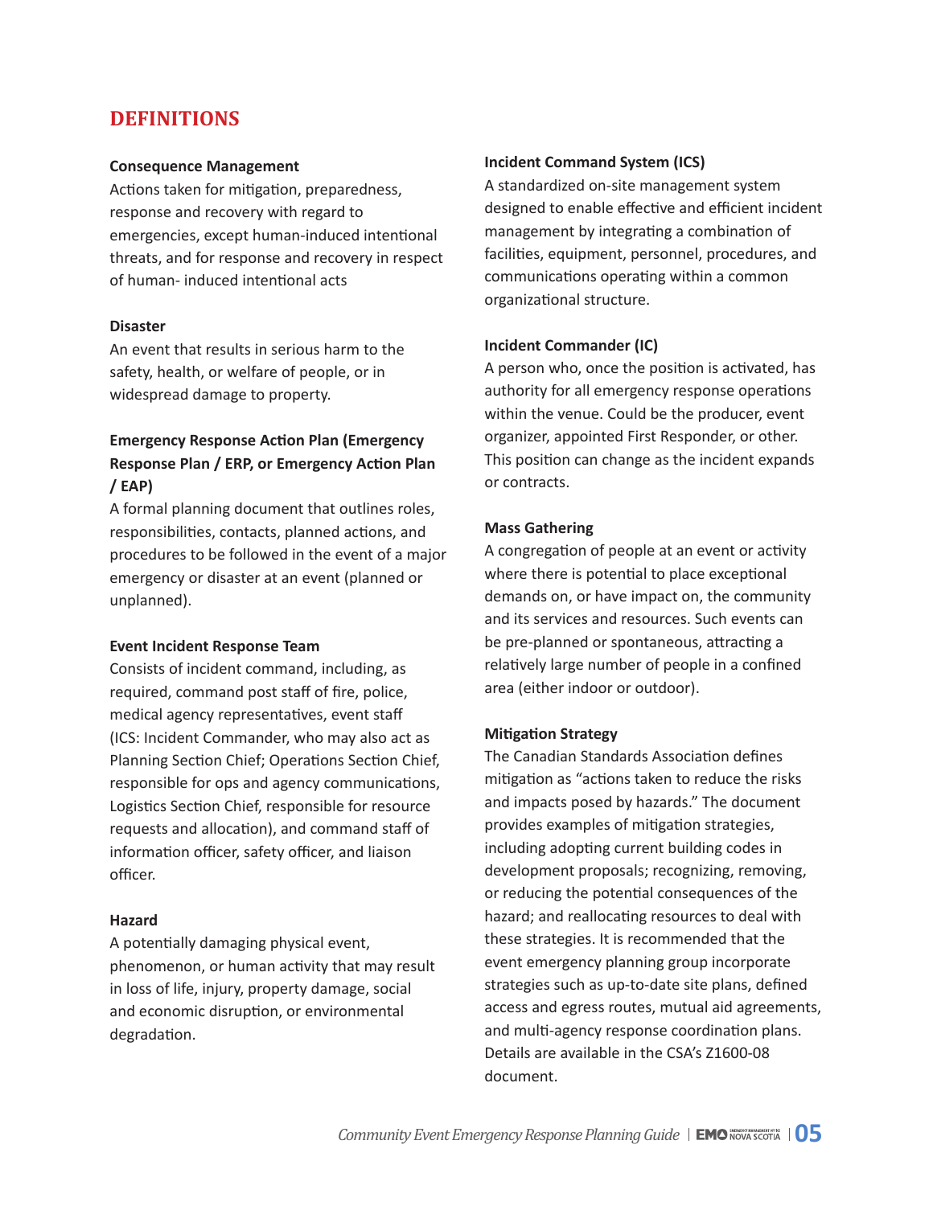## DEFINITIONS

**Consequence Management**
Actions taken for mitigation, preparedness, response and recovery with regard to emergencies, except human-induced intentional threats, and for response and recovery in respect of human- induced intentional acts

**Disaster**
An event that results in serious harm to the safety, health, or welfare of people, or in widespread damage to property.

**Emergency Response Action Plan (Emergency Response Plan / ERP, or Emergency Action Plan / EAP)**
A formal planning document that outlines roles, responsibilities, contacts, planned actions, and procedures to be followed in the event of a major emergency or disaster at an event (planned or unplanned).

**Event Incident Response Team**
Consists of incident command, including, as required, command post staff of fire, police, medical agency representatives, event staff (ICS: Incident Commander, who may also act as Planning Section Chief; Operations Section Chief, responsible for ops and agency communications, Logistics Section Chief, responsible for resource requests and allocation), and command staff of information officer, safety officer, and liaison officer.

**Hazard**
A potentially damaging physical event, phenomenon, or human activity that may result in loss of life, injury, property damage, social and economic disruption, or environmental degradation.

**Incident Command System (ICS)**
A standardized on-site management system designed to enable effective and efficient incident management by integrating a combination of facilities, equipment, personnel, procedures, and communications operating within a common organizational structure.

**Incident Commander (IC)**
A person who, once the position is activated, has authority for all emergency response operations within the venue. Could be the producer, event organizer, appointed First Responder, or other. This position can change as the incident expands or contracts.

**Mass Gathering**
A congregation of people at an event or activity where there is potential to place exceptional demands on, or have impact on, the community and its services and resources. Such events can be pre-planned or spontaneous, attracting a relatively large number of people in a confined area (either indoor or outdoor).

**Mitigation Strategy**
The Canadian Standards Association defines mitigation as "actions taken to reduce the risks and impacts posed by hazards." The document provides examples of mitigation strategies, including adopting current building codes in development proposals; recognizing, removing, or reducing the potential consequences of the hazard; and reallocating resources to deal with these strategies. It is recommended that the event emergency planning group incorporate strategies such as up-to-date site plans, defined access and egress routes, mutual aid agreements, and multi-agency response coordination plans. Details are available in the CSA's Z1600-08 document.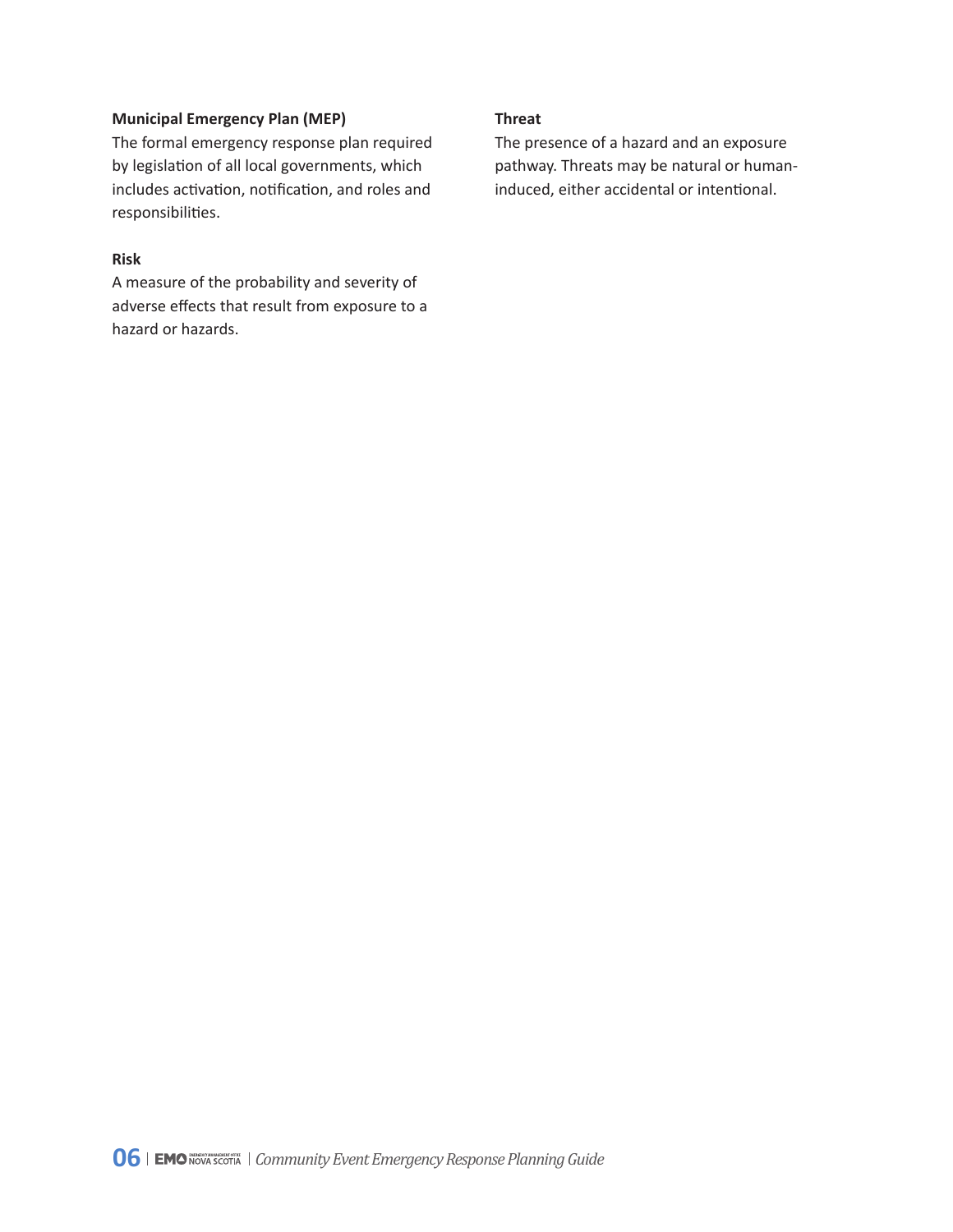**Municipal Emergency Plan (MEP)**
The formal emergency response plan required by legislation of all local governments, which includes activation, notification, and roles and responsibilities.

**Risk**
A measure of the probability and severity of adverse effects that result from exposure to a hazard or hazards.

**Threat**
The presence of a hazard and an exposure pathway. Threats may be natural or human-induced, either accidental or intentional.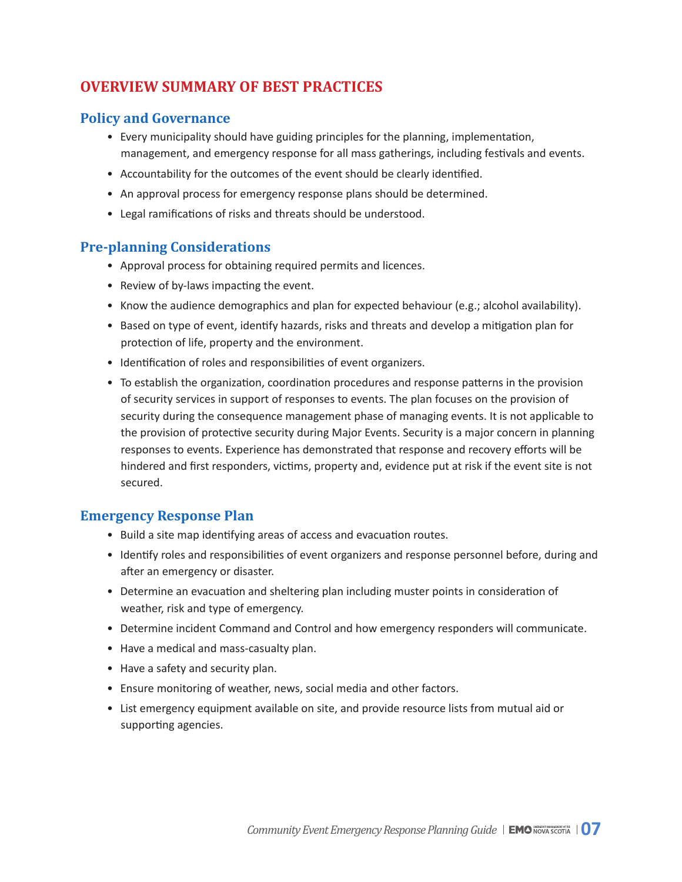# OVERVIEW SUMMARY OF BEST PRACTICES

## Policy and Governance

- Every municipality should have guiding principles for the planning, implementation, management, and emergency response for all mass gatherings, including festivals and events.
- Accountability for the outcomes of the event should be clearly identified.
- An approval process for emergency response plans should be determined.
- Legal ramifications of risks and threats should be understood.

## Pre-planning Considerations

- Approval process for obtaining required permits and licences.
- Review of by-laws impacting the event.
- Know the audience demographics and plan for expected behaviour (e.g.; alcohol availability).
- Based on type of event, identify hazards, risks and threats and develop a mitigation plan for protection of life, property and the environment.
- Identification of roles and responsibilities of event organizers.
- To establish the organization, coordination procedures and response patterns in the provision of security services in support of responses to events. The plan focuses on the provision of security during the consequence management phase of managing events. It is not applicable to the provision of protective security during Major Events. Security is a major concern in planning responses to events. Experience has demonstrated that response and recovery efforts will be hindered and first responders, victims, property and, evidence put at risk if the event site is not secured.

## Emergency Response Plan

- Build a site map identifying areas of access and evacuation routes.
- Identify roles and responsibilities of event organizers and response personnel before, during and after an emergency or disaster.
- Determine an evacuation and sheltering plan including muster points in consideration of weather, risk and type of emergency.
- Determine incident Command and Control and how emergency responders will communicate.
- Have a medical and mass-casualty plan.
- Have a safety and security plan.
- Ensure monitoring of weather, news, social media and other factors.
- List emergency equipment available on site, and provide resource lists from mutual aid or supporting agencies.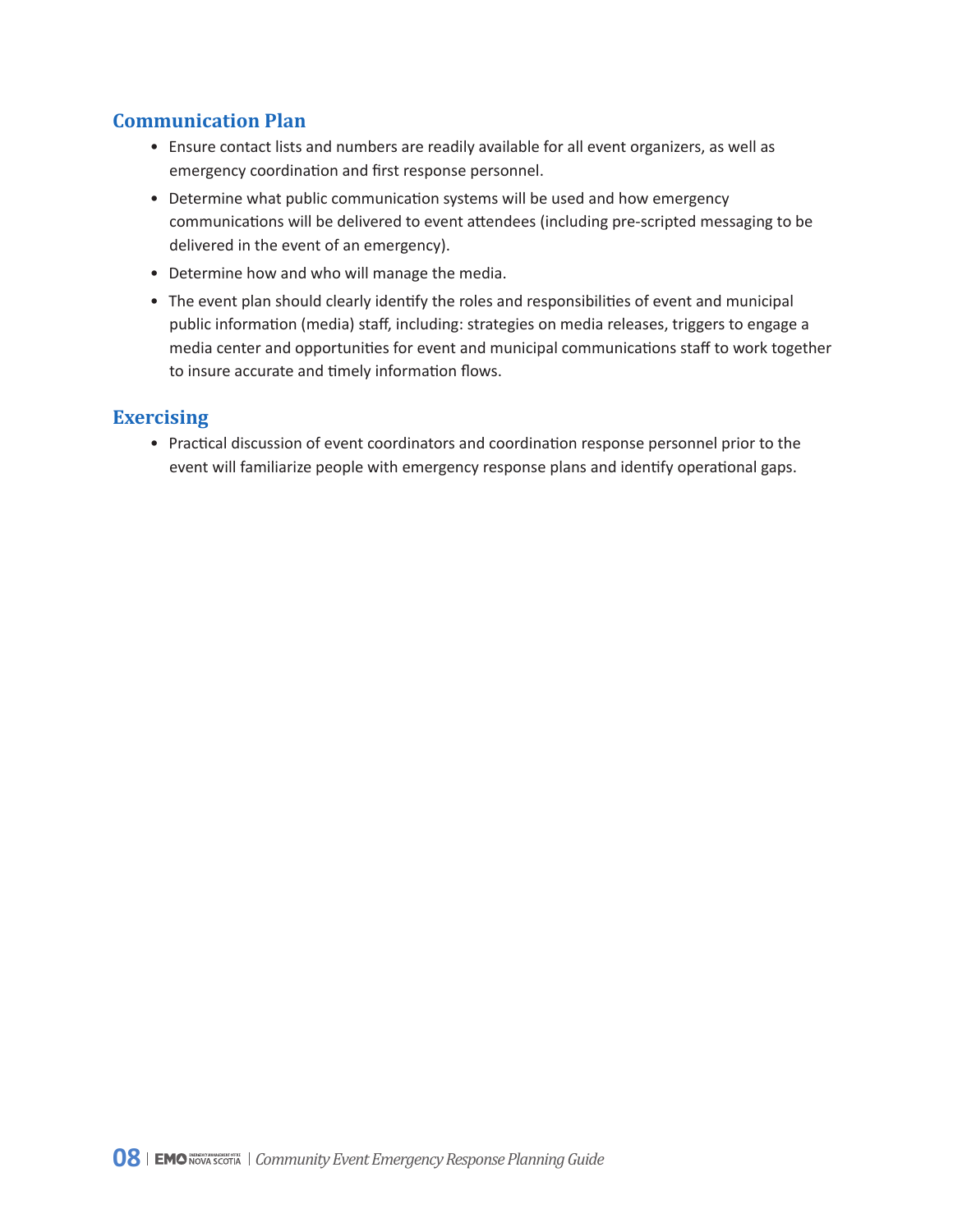## Communication Plan

- Ensure contact lists and numbers are readily available for all event organizers, as well as emergency coordination and first response personnel.
- Determine what public communication systems will be used and how emergency communications will be delivered to event attendees (including pre-scripted messaging to be delivered in the event of an emergency).
- Determine how and who will manage the media.
- The event plan should clearly identify the roles and responsibilities of event and municipal public information (media) staff, including: strategies on media releases, triggers to engage a media center and opportunities for event and municipal communications staff to work together to insure accurate and timely information flows.

## Exercising

- Practical discussion of event coordinators and coordination response personnel prior to the event will familiarize people with emergency response plans and identify operational gaps.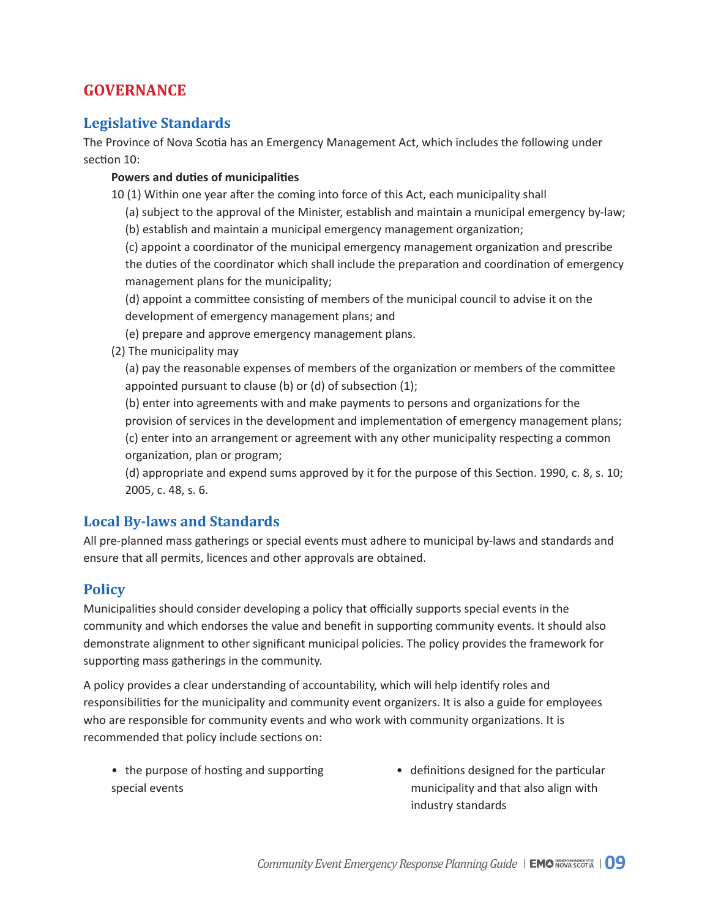# GOVERNANCE

## Legislative Standards

The Province of Nova Scotia has an Emergency Management Act, which includes the following under section 10:

**Powers and duties of municipalities**

10 (1) Within one year after the coming into force of this Act, each municipality shall

(a) subject to the approval of the Minister, establish and maintain a municipal emergency by-law;

(b) establish and maintain a municipal emergency management organization;

(c) appoint a coordinator of the municipal emergency management organization and prescribe the duties of the coordinator which shall include the preparation and coordination of emergency management plans for the municipality;

(d) appoint a committee consisting of members of the municipal council to advise it on the development of emergency management plans; and

(e) prepare and approve emergency management plans.

(2) The municipality may

(a) pay the reasonable expenses of members of the organization or members of the committee appointed pursuant to clause (b) or (d) of subsection (1);

(b) enter into agreements with and make payments to persons and organizations for the provision of services in the development and implementation of emergency management plans;

(c) enter into an arrangement or agreement with any other municipality respecting a common organization, plan or program;

(d) appropriate and expend sums approved by it for the purpose of this Section. 1990, c. 8, s. 10; 2005, c. 48, s. 6.

## Local By-laws and Standards

All pre-planned mass gatherings or special events must adhere to municipal by-laws and standards and ensure that all permits, licences and other approvals are obtained.

## Policy

Municipalities should consider developing a policy that officially supports special events in the community and which endorses the value and benefit in supporting community events. It should also demonstrate alignment to other significant municipal policies. The policy provides the framework for supporting mass gatherings in the community.

A policy provides a clear understanding of accountability, which will help identify roles and responsibilities for the municipality and community event organizers. It is also a guide for employees who are responsible for community events and who work with community organizations. It is recommended that policy include sections on:

- the purpose of hosting and supporting special events
- definitions designed for the particular municipality and that also align with industry standards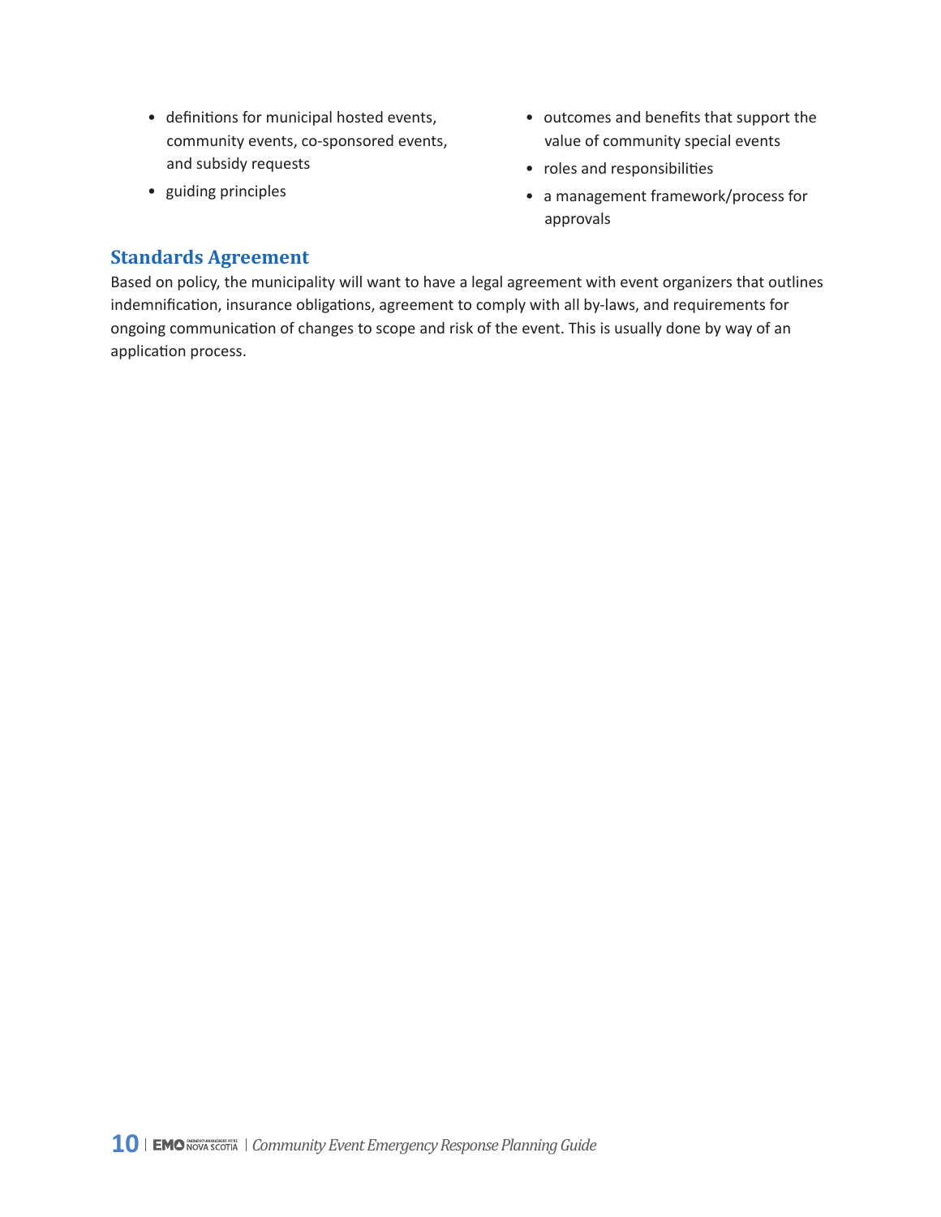- definitions for municipal hosted events, community events, co-sponsored events, and subsidy requests
- guiding principles
- outcomes and benefits that support the value of community special events
- roles and responsibilities
- a management framework/process for approvals

## Standards Agreement

Based on policy, the municipality will want to have a legal agreement with event organizers that outlines indemnification, insurance obligations, agreement to comply with all by-laws, and requirements for ongoing communication of changes to scope and risk of the event. This is usually done by way of an application process.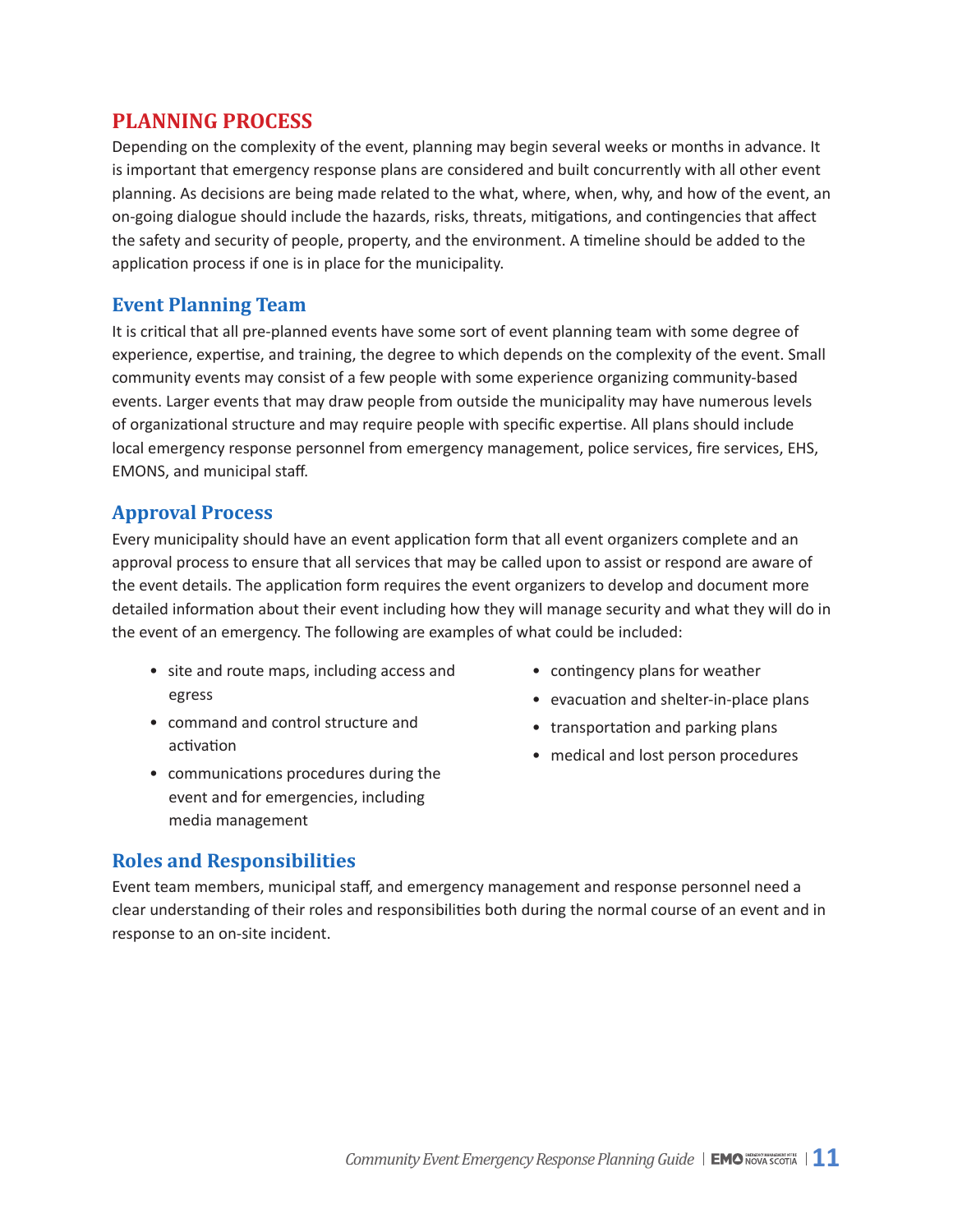## PLANNING PROCESS

Depending on the complexity of the event, planning may begin several weeks or months in advance. It is important that emergency response plans are considered and built concurrently with all other event planning. As decisions are being made related to the what, where, when, why, and how of the event, an on-going dialogue should include the hazards, risks, threats, mitigations, and contingencies that affect the safety and security of people, property, and the environment. A timeline should be added to the application process if one is in place for the municipality.

### Event Planning Team

It is critical that all pre-planned events have some sort of event planning team with some degree of experience, expertise, and training, the degree to which depends on the complexity of the event. Small community events may consist of a few people with some experience organizing community-based events. Larger events that may draw people from outside the municipality may have numerous levels of organizational structure and may require people with specific expertise. All plans should include local emergency response personnel from emergency management, police services, fire services, EHS, EMONS, and municipal staff.

### Approval Process

Every municipality should have an event application form that all event organizers complete and an approval process to ensure that all services that may be called upon to assist or respond are aware of the event details. The application form requires the event organizers to develop and document more detailed information about their event including how they will manage security and what they will do in the event of an emergency. The following are examples of what could be included:

- site and route maps, including access and egress
- command and control structure and activation
- communications procedures during the event and for emergencies, including media management
- contingency plans for weather
- evacuation and shelter-in-place plans
- transportation and parking plans
- medical and lost person procedures

### Roles and Responsibilities

Event team members, municipal staff, and emergency management and response personnel need a clear understanding of their roles and responsibilities both during the normal course of an event and in response to an on-site incident.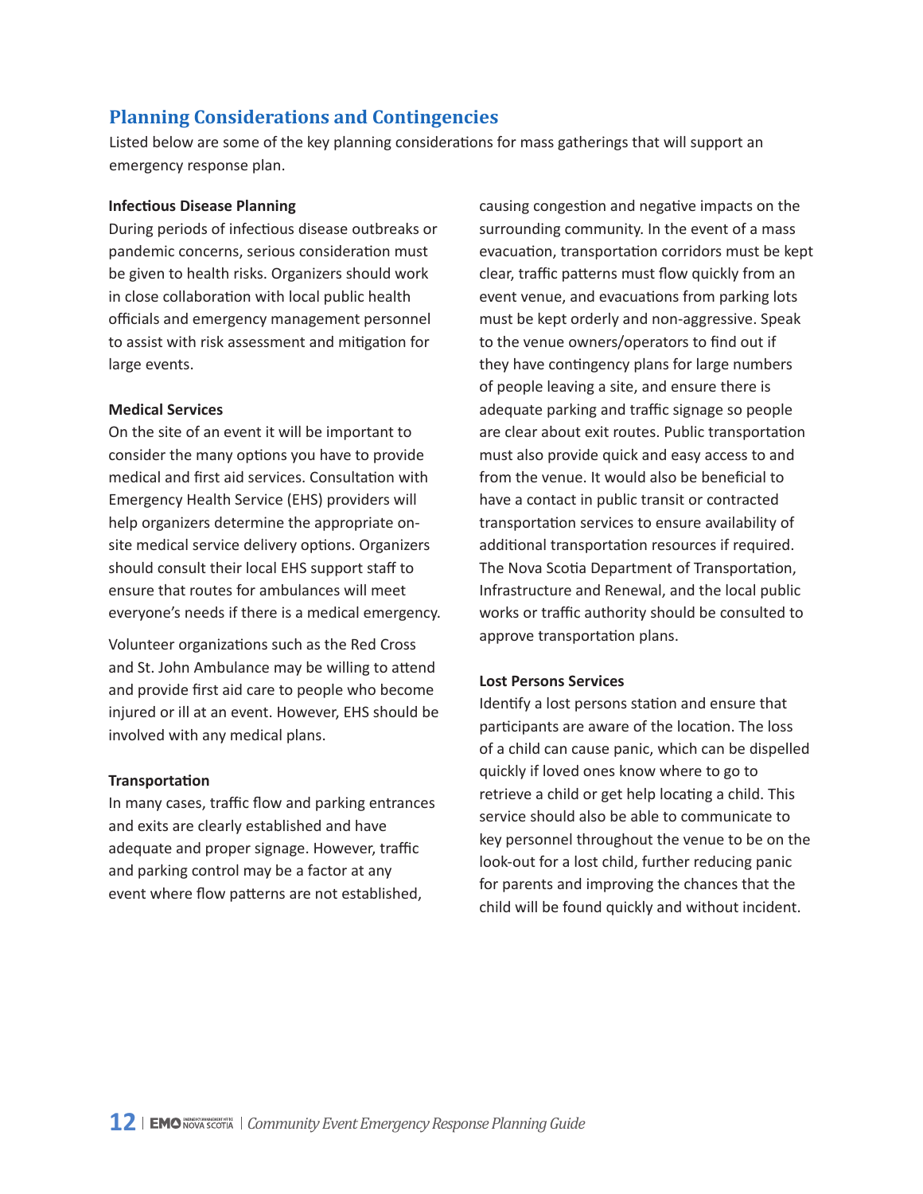## Planning Considerations and Contingencies

Listed below are some of the key planning considerations for mass gatherings that will support an emergency response plan.

**Infectious Disease Planning**

During periods of infectious disease outbreaks or pandemic concerns, serious consideration must be given to health risks. Organizers should work in close collaboration with local public health officials and emergency management personnel to assist with risk assessment and mitigation for large events.

**Medical Services**

On the site of an event it will be important to consider the many options you have to provide medical and first aid services. Consultation with Emergency Health Service (EHS) providers will help organizers determine the appropriate on-site medical service delivery options. Organizers should consult their local EHS support staff to ensure that routes for ambulances will meet everyone's needs if there is a medical emergency.

Volunteer organizations such as the Red Cross and St. John Ambulance may be willing to attend and provide first aid care to people who become injured or ill at an event. However, EHS should be involved with any medical plans.

**Transportation**

In many cases, traffic flow and parking entrances and exits are clearly established and have adequate and proper signage. However, traffic and parking control may be a factor at any event where flow patterns are not established, causing congestion and negative impacts on the surrounding community. In the event of a mass evacuation, transportation corridors must be kept clear, traffic patterns must flow quickly from an event venue, and evacuations from parking lots must be kept orderly and non-aggressive. Speak to the venue owners/operators to find out if they have contingency plans for large numbers of people leaving a site, and ensure there is adequate parking and traffic signage so people are clear about exit routes. Public transportation must also provide quick and easy access to and from the venue. It would also be beneficial to have a contact in public transit or contracted transportation services to ensure availability of additional transportation resources if required. The Nova Scotia Department of Transportation, Infrastructure and Renewal, and the local public works or traffic authority should be consulted to approve transportation plans.

**Lost Persons Services**

Identify a lost persons station and ensure that participants are aware of the location. The loss of a child can cause panic, which can be dispelled quickly if loved ones know where to go to retrieve a child or get help locating a child. This service should also be able to communicate to key personnel throughout the venue to be on the look-out for a lost child, further reducing panic for parents and improving the chances that the child will be found quickly and without incident.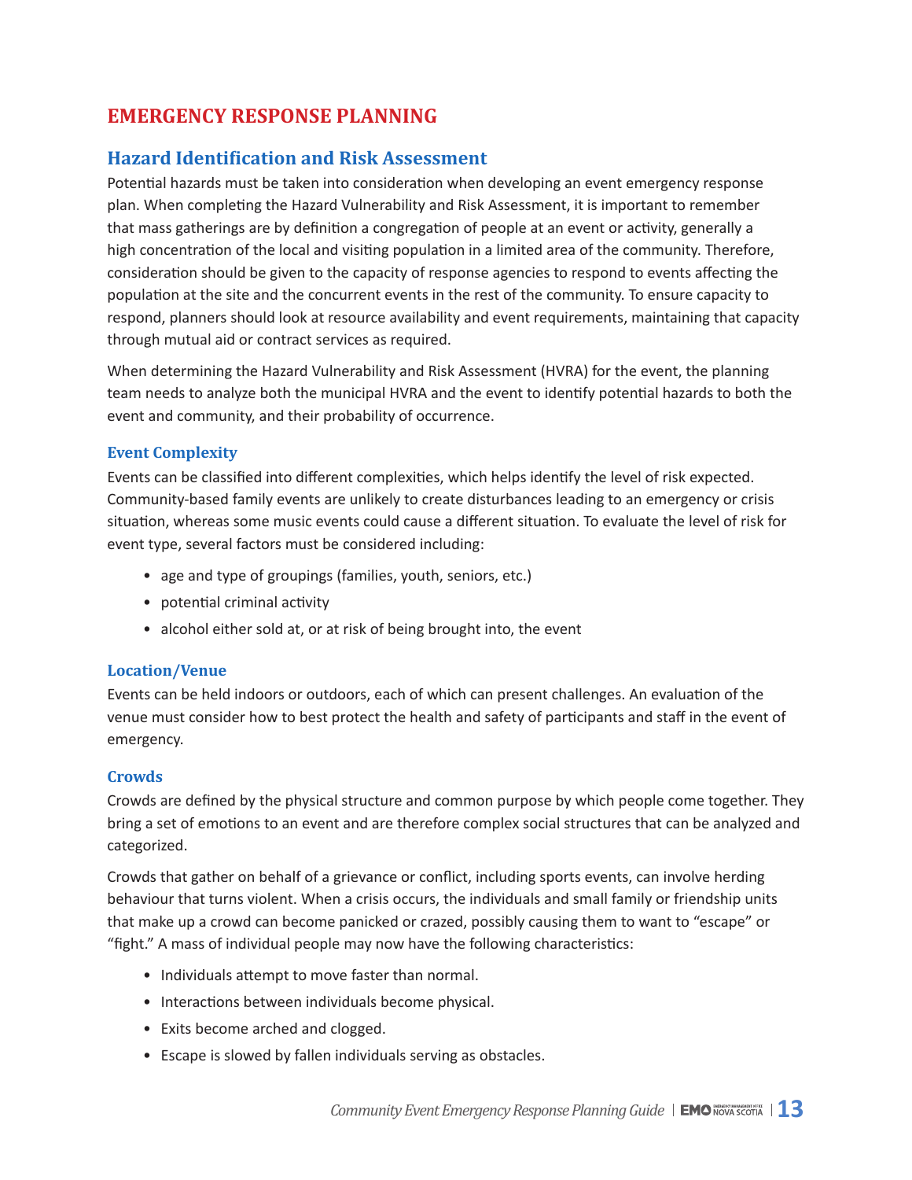# EMERGENCY RESPONSE PLANNING

## Hazard Identification and Risk Assessment

Potential hazards must be taken into consideration when developing an event emergency response plan. When completing the Hazard Vulnerability and Risk Assessment, it is important to remember that mass gatherings are by definition a congregation of people at an event or activity, generally a high concentration of the local and visiting population in a limited area of the community. Therefore, consideration should be given to the capacity of response agencies to respond to events affecting the population at the site and the concurrent events in the rest of the community. To ensure capacity to respond, planners should look at resource availability and event requirements, maintaining that capacity through mutual aid or contract services as required.

When determining the Hazard Vulnerability and Risk Assessment (HVRA) for the event, the planning team needs to analyze both the municipal HVRA and the event to identify potential hazards to both the event and community, and their probability of occurrence.

### Event Complexity

Events can be classified into different complexities, which helps identify the level of risk expected. Community-based family events are unlikely to create disturbances leading to an emergency or crisis situation, whereas some music events could cause a different situation. To evaluate the level of risk for event type, several factors must be considered including:

- age and type of groupings (families, youth, seniors, etc.)
- potential criminal activity
- alcohol either sold at, or at risk of being brought into, the event

### Location/Venue

Events can be held indoors or outdoors, each of which can present challenges. An evaluation of the venue must consider how to best protect the health and safety of participants and staff in the event of emergency.

### Crowds

Crowds are defined by the physical structure and common purpose by which people come together. They bring a set of emotions to an event and are therefore complex social structures that can be analyzed and categorized.

Crowds that gather on behalf of a grievance or conflict, including sports events, can involve herding behaviour that turns violent. When a crisis occurs, the individuals and small family or friendship units that make up a crowd can become panicked or crazed, possibly causing them to want to "escape" or "fight." A mass of individual people may now have the following characteristics:

- Individuals attempt to move faster than normal.
- Interactions between individuals become physical.
- Exits become arched and clogged.
- Escape is slowed by fallen individuals serving as obstacles.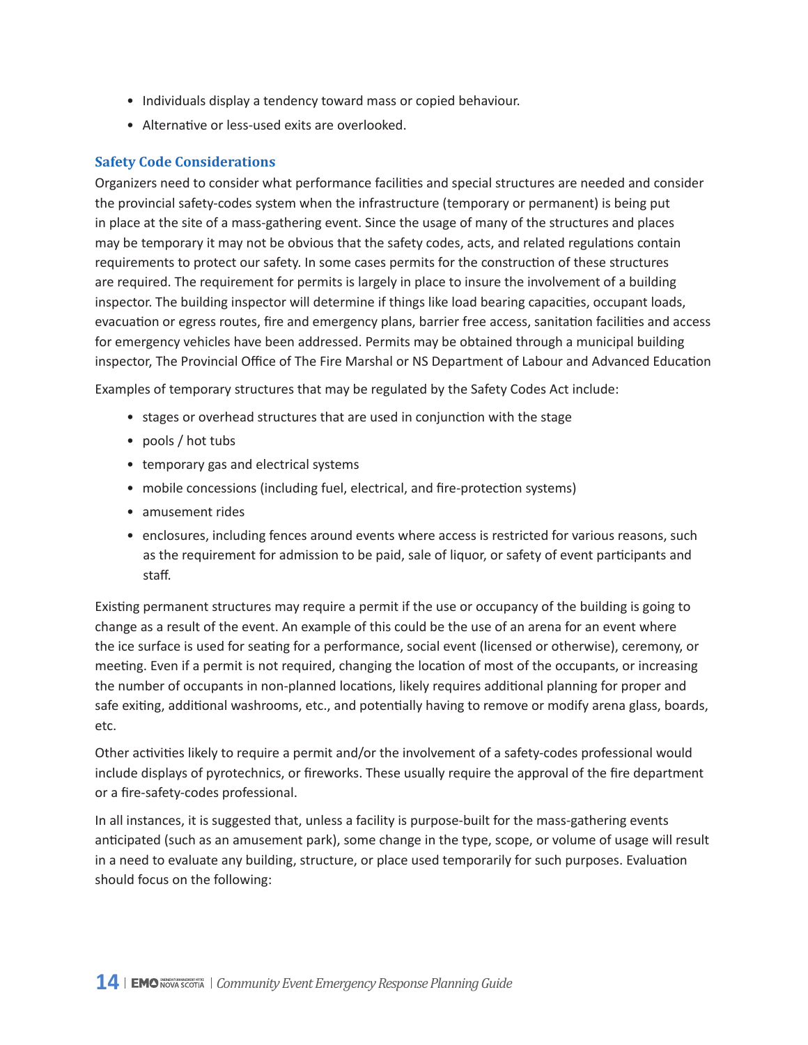- Individuals display a tendency toward mass or copied behaviour.
- Alternative or less-used exits are overlooked.

### Safety Code Considerations

Organizers need to consider what performance facilities and special structures are needed and consider the provincial safety-codes system when the infrastructure (temporary or permanent) is being put in place at the site of a mass-gathering event. Since the usage of many of the structures and places may be temporary it may not be obvious that the safety codes, acts, and related regulations contain requirements to protect our safety. In some cases permits for the construction of these structures are required. The requirement for permits is largely in place to insure the involvement of a building inspector. The building inspector will determine if things like load bearing capacities, occupant loads, evacuation or egress routes, fire and emergency plans, barrier free access, sanitation facilities and access for emergency vehicles have been addressed. Permits may be obtained through a municipal building inspector, The Provincial Office of The Fire Marshal or NS Department of Labour and Advanced Education

Examples of temporary structures that may be regulated by the Safety Codes Act include:

- stages or overhead structures that are used in conjunction with the stage
- pools / hot tubs
- temporary gas and electrical systems
- mobile concessions (including fuel, electrical, and fire-protection systems)
- amusement rides
- enclosures, including fences around events where access is restricted for various reasons, such as the requirement for admission to be paid, sale of liquor, or safety of event participants and staff.

Existing permanent structures may require a permit if the use or occupancy of the building is going to change as a result of the event. An example of this could be the use of an arena for an event where the ice surface is used for seating for a performance, social event (licensed or otherwise), ceremony, or meeting. Even if a permit is not required, changing the location of most of the occupants, or increasing the number of occupants in non-planned locations, likely requires additional planning for proper and safe exiting, additional washrooms, etc., and potentially having to remove or modify arena glass, boards, etc.

Other activities likely to require a permit and/or the involvement of a safety-codes professional would include displays of pyrotechnics, or fireworks. These usually require the approval of the fire department or a fire-safety-codes professional.

In all instances, it is suggested that, unless a facility is purpose-built for the mass-gathering events anticipated (such as an amusement park), some change in the type, scope, or volume of usage will result in a need to evaluate any building, structure, or place used temporarily for such purposes. Evaluation should focus on the following: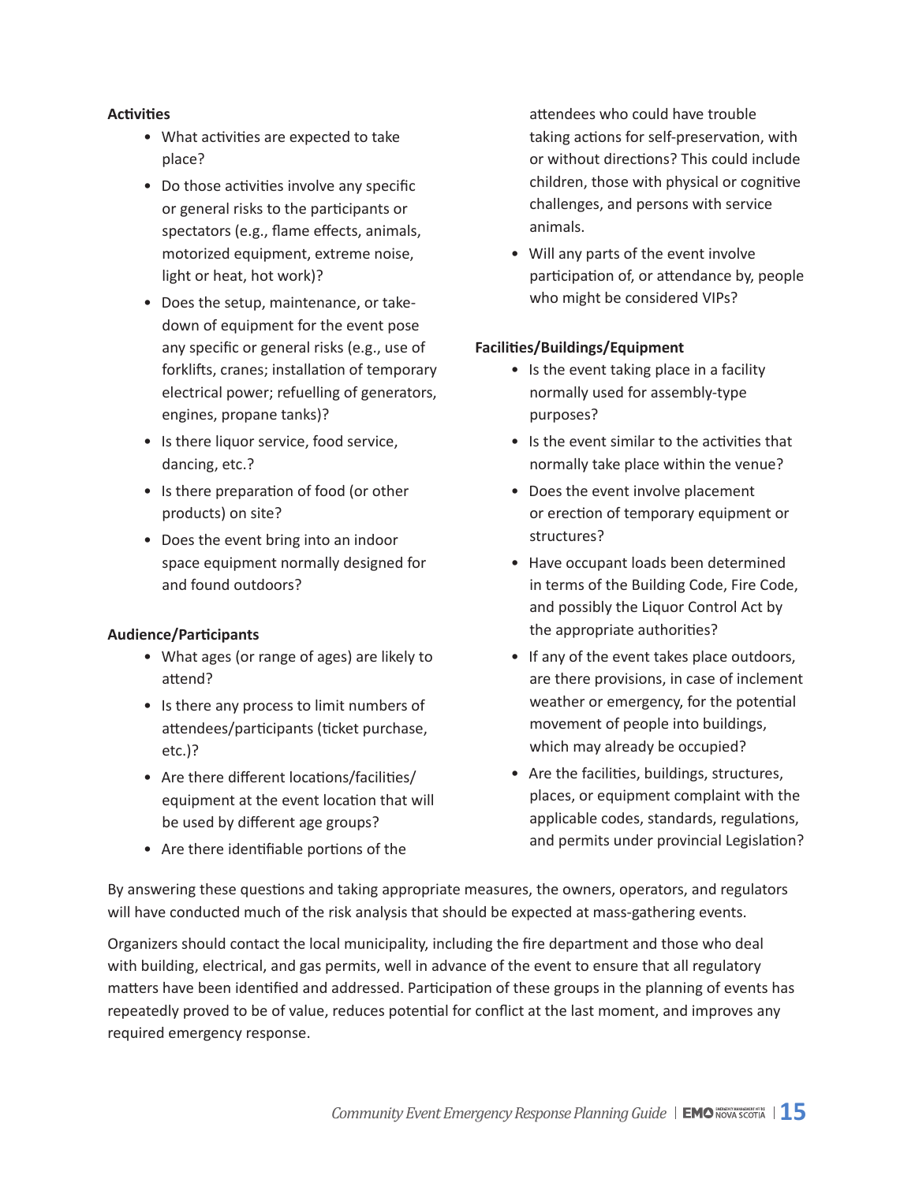**Activities**

- What activities are expected to take place?
- Do those activities involve any specific or general risks to the participants or spectators (e.g., flame effects, animals, motorized equipment, extreme noise, light or heat, hot work)?
- Does the setup, maintenance, or take-down of equipment for the event pose any specific or general risks (e.g., use of forklifts, cranes; installation of temporary electrical power; refuelling of generators, engines, propane tanks)?
- Is there liquor service, food service, dancing, etc.?
- Is there preparation of food (or other products) on site?
- Does the event bring into an indoor space equipment normally designed for and found outdoors?

**Audience/Participants**

- What ages (or range of ages) are likely to attend?
- Is there any process to limit numbers of attendees/participants (ticket purchase, etc.)?
- Are there different locations/facilities/ equipment at the event location that will be used by different age groups?
- Are there identifiable portions of the attendees who could have trouble taking actions for self-preservation, with or without directions? This could include children, those with physical or cognitive challenges, and persons with service animals.
- Will any parts of the event involve participation of, or attendance by, people who might be considered VIPs?

**Facilities/Buildings/Equipment**

- Is the event taking place in a facility normally used for assembly-type purposes?
- Is the event similar to the activities that normally take place within the venue?
- Does the event involve placement or erection of temporary equipment or structures?
- Have occupant loads been determined in terms of the Building Code, Fire Code, and possibly the Liquor Control Act by the appropriate authorities?
- If any of the event takes place outdoors, are there provisions, in case of inclement weather or emergency, for the potential movement of people into buildings, which may already be occupied?
- Are the facilities, buildings, structures, places, or equipment complaint with the applicable codes, standards, regulations, and permits under provincial Legislation?

By answering these questions and taking appropriate measures, the owners, operators, and regulators will have conducted much of the risk analysis that should be expected at mass-gathering events.

Organizers should contact the local municipality, including the fire department and those who deal with building, electrical, and gas permits, well in advance of the event to ensure that all regulatory matters have been identified and addressed. Participation of these groups in the planning of events has repeatedly proved to be of value, reduces potential for conflict at the last moment, and improves any required emergency response.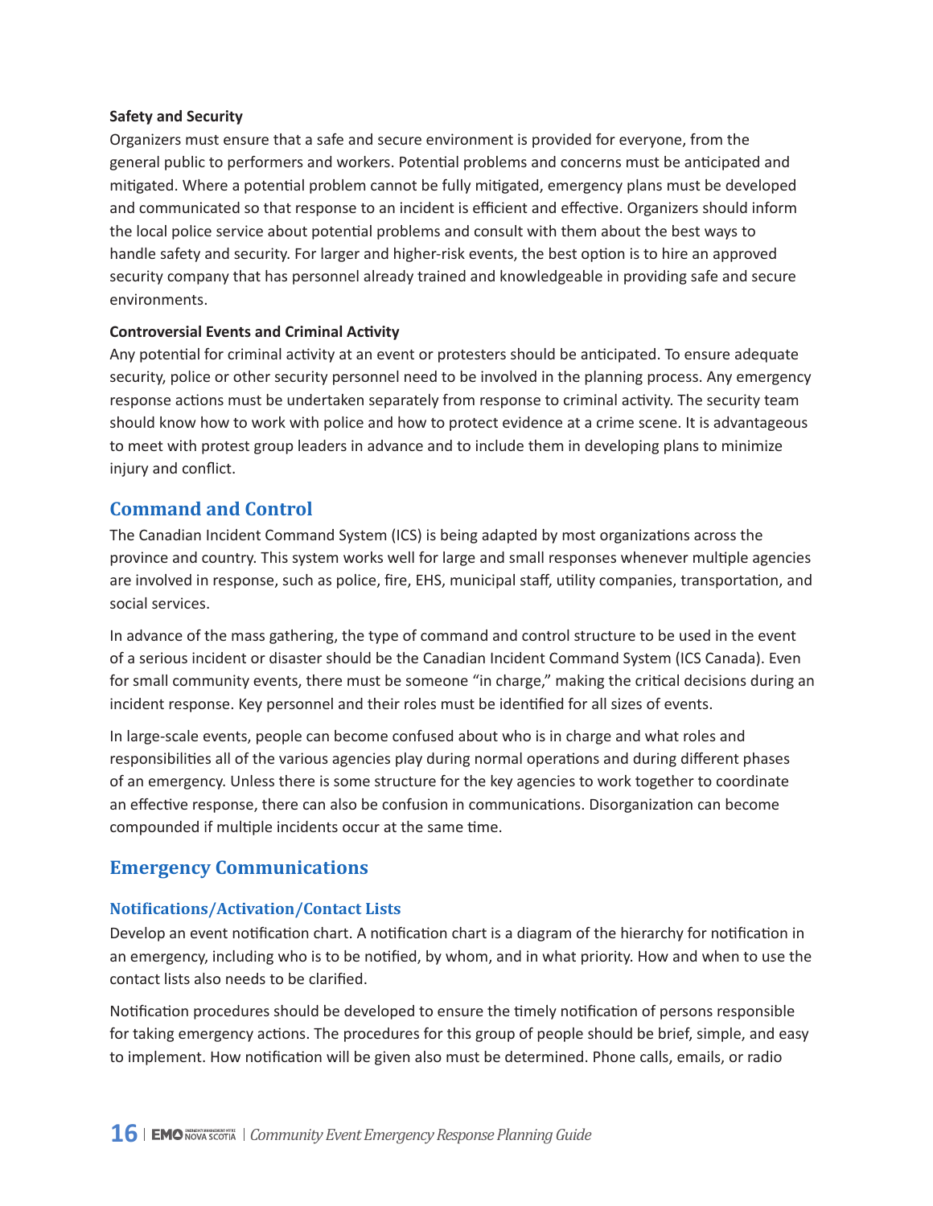**Safety and Security**

Organizers must ensure that a safe and secure environment is provided for everyone, from the general public to performers and workers. Potential problems and concerns must be anticipated and mitigated. Where a potential problem cannot be fully mitigated, emergency plans must be developed and communicated so that response to an incident is efficient and effective. Organizers should inform the local police service about potential problems and consult with them about the best ways to handle safety and security. For larger and higher-risk events, the best option is to hire an approved security company that has personnel already trained and knowledgeable in providing safe and secure environments.

**Controversial Events and Criminal Activity**

Any potential for criminal activity at an event or protesters should be anticipated. To ensure adequate security, police or other security personnel need to be involved in the planning process. Any emergency response actions must be undertaken separately from response to criminal activity. The security team should know how to work with police and how to protect evidence at a crime scene. It is advantageous to meet with protest group leaders in advance and to include them in developing plans to minimize injury and conflict.

## Command and Control

The Canadian Incident Command System (ICS) is being adapted by most organizations across the province and country. This system works well for large and small responses whenever multiple agencies are involved in response, such as police, fire, EHS, municipal staff, utility companies, transportation, and social services.

In advance of the mass gathering, the type of command and control structure to be used in the event of a serious incident or disaster should be the Canadian Incident Command System (ICS Canada). Even for small community events, there must be someone "in charge," making the critical decisions during an incident response. Key personnel and their roles must be identified for all sizes of events.

In large-scale events, people can become confused about who is in charge and what roles and responsibilities all of the various agencies play during normal operations and during different phases of an emergency. Unless there is some structure for the key agencies to work together to coordinate an effective response, there can also be confusion in communications. Disorganization can become compounded if multiple incidents occur at the same time.

## Emergency Communications

### Notifications/Activation/Contact Lists

Develop an event notification chart. A notification chart is a diagram of the hierarchy for notification in an emergency, including who is to be notified, by whom, and in what priority. How and when to use the contact lists also needs to be clarified.

Notification procedures should be developed to ensure the timely notification of persons responsible for taking emergency actions. The procedures for this group of people should be brief, simple, and easy to implement. How notification will be given also must be determined. Phone calls, emails, or radio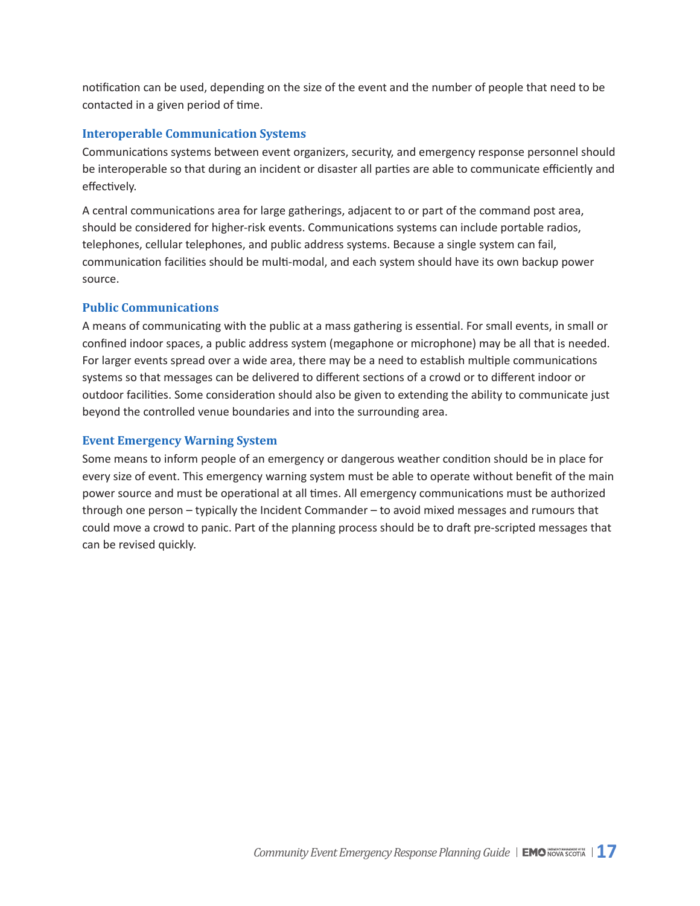notification can be used, depending on the size of the event and the number of people that need to be contacted in a given period of time.

### Interoperable Communication Systems

Communications systems between event organizers, security, and emergency response personnel should be interoperable so that during an incident or disaster all parties are able to communicate efficiently and effectively.

A central communications area for large gatherings, adjacent to or part of the command post area, should be considered for higher-risk events. Communications systems can include portable radios, telephones, cellular telephones, and public address systems. Because a single system can fail, communication facilities should be multi-modal, and each system should have its own backup power source.

### Public Communications

A means of communicating with the public at a mass gathering is essential. For small events, in small or confined indoor spaces, a public address system (megaphone or microphone) may be all that is needed. For larger events spread over a wide area, there may be a need to establish multiple communications systems so that messages can be delivered to different sections of a crowd or to different indoor or outdoor facilities. Some consideration should also be given to extending the ability to communicate just beyond the controlled venue boundaries and into the surrounding area.

### Event Emergency Warning System

Some means to inform people of an emergency or dangerous weather condition should be in place for every size of event. This emergency warning system must be able to operate without benefit of the main power source and must be operational at all times. All emergency communications must be authorized through one person – typically the Incident Commander – to avoid mixed messages and rumours that could move a crowd to panic. Part of the planning process should be to draft pre-scripted messages that can be revised quickly.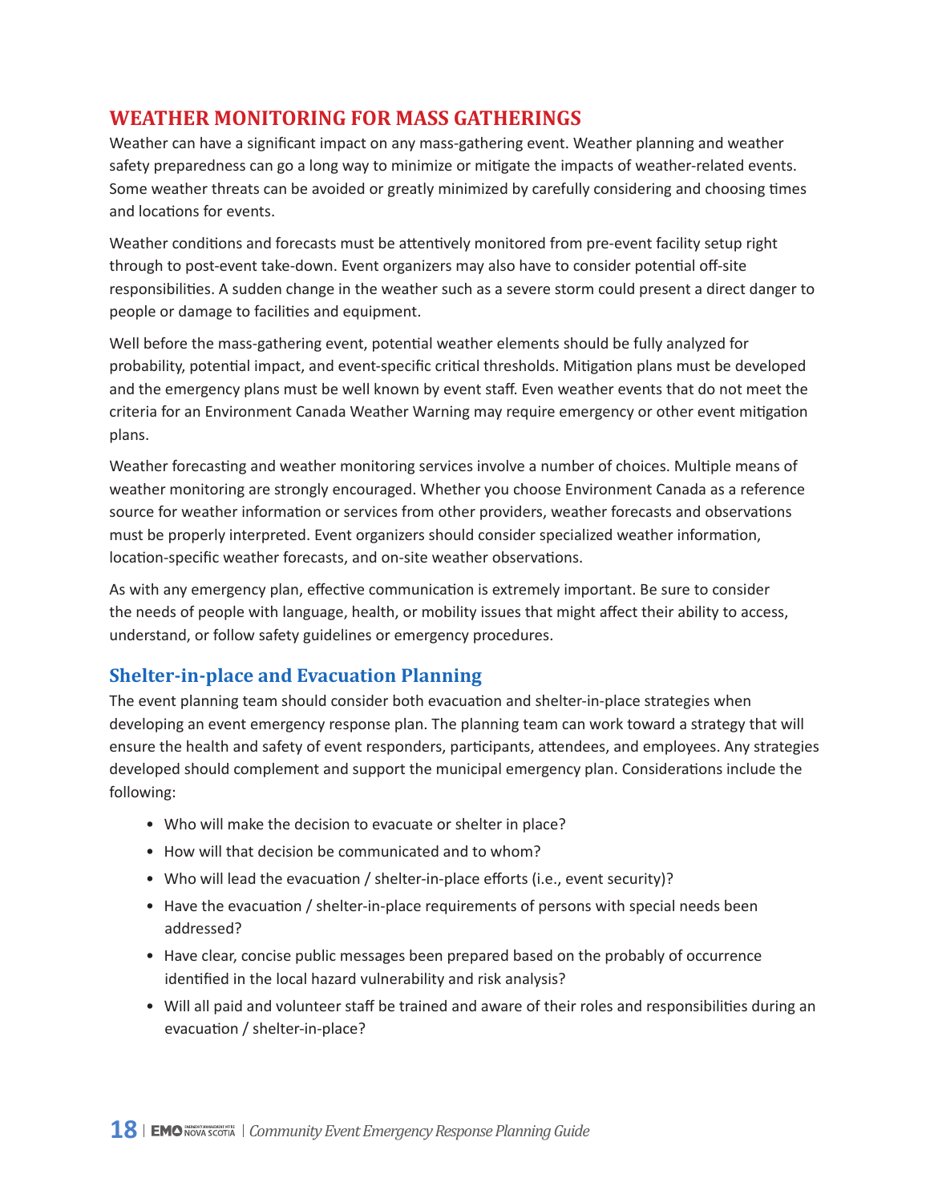## WEATHER MONITORING FOR MASS GATHERINGS

Weather can have a significant impact on any mass-gathering event. Weather planning and weather safety preparedness can go a long way to minimize or mitigate the impacts of weather-related events. Some weather threats can be avoided or greatly minimized by carefully considering and choosing times and locations for events.

Weather conditions and forecasts must be attentively monitored from pre-event facility setup right through to post-event take-down. Event organizers may also have to consider potential off-site responsibilities. A sudden change in the weather such as a severe storm could present a direct danger to people or damage to facilities and equipment.

Well before the mass-gathering event, potential weather elements should be fully analyzed for probability, potential impact, and event-specific critical thresholds. Mitigation plans must be developed and the emergency plans must be well known by event staff. Even weather events that do not meet the criteria for an Environment Canada Weather Warning may require emergency or other event mitigation plans.

Weather forecasting and weather monitoring services involve a number of choices. Multiple means of weather monitoring are strongly encouraged. Whether you choose Environment Canada as a reference source for weather information or services from other providers, weather forecasts and observations must be properly interpreted. Event organizers should consider specialized weather information, location-specific weather forecasts, and on-site weather observations.

As with any emergency plan, effective communication is extremely important. Be sure to consider the needs of people with language, health, or mobility issues that might affect their ability to access, understand, or follow safety guidelines or emergency procedures.

### Shelter-in-place and Evacuation Planning

The event planning team should consider both evacuation and shelter-in-place strategies when developing an event emergency response plan. The planning team can work toward a strategy that will ensure the health and safety of event responders, participants, attendees, and employees. Any strategies developed should complement and support the municipal emergency plan. Considerations include the following:

- Who will make the decision to evacuate or shelter in place?
- How will that decision be communicated and to whom?
- Who will lead the evacuation / shelter-in-place efforts (i.e., event security)?
- Have the evacuation / shelter-in-place requirements of persons with special needs been addressed?
- Have clear, concise public messages been prepared based on the probably of occurrence identified in the local hazard vulnerability and risk analysis?
- Will all paid and volunteer staff be trained and aware of their roles and responsibilities during an evacuation / shelter-in-place?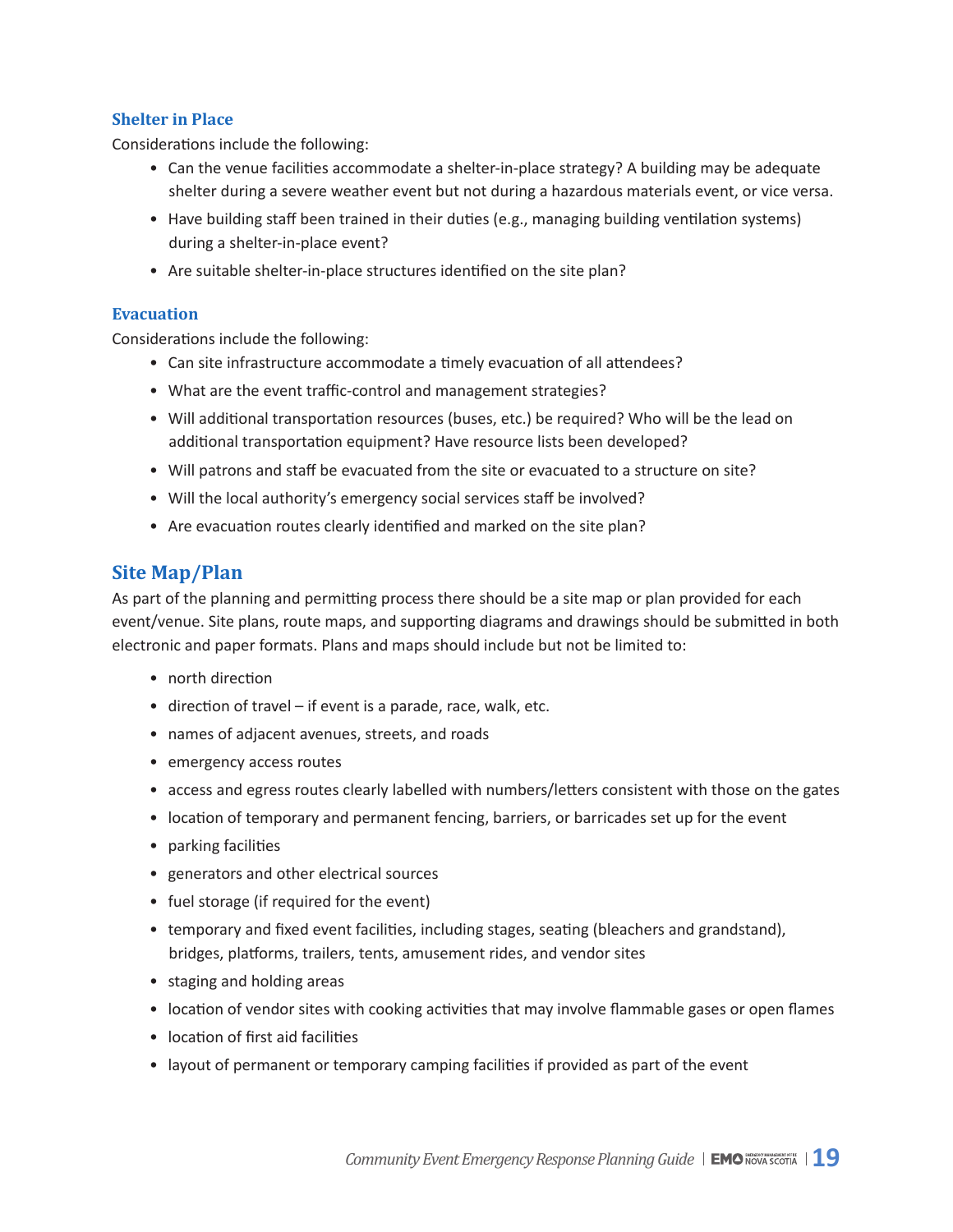### Shelter in Place

Considerations include the following:

- Can the venue facilities accommodate a shelter-in-place strategy? A building may be adequate shelter during a severe weather event but not during a hazardous materials event, or vice versa.
- Have building staff been trained in their duties (e.g., managing building ventilation systems) during a shelter-in-place event?
- Are suitable shelter-in-place structures identified on the site plan?

### Evacuation

Considerations include the following:

- Can site infrastructure accommodate a timely evacuation of all attendees?
- What are the event traffic-control and management strategies?
- Will additional transportation resources (buses, etc.) be required? Who will be the lead on additional transportation equipment? Have resource lists been developed?
- Will patrons and staff be evacuated from the site or evacuated to a structure on site?
- Will the local authority's emergency social services staff be involved?
- Are evacuation routes clearly identified and marked on the site plan?

## Site Map/Plan

As part of the planning and permitting process there should be a site map or plan provided for each event/venue. Site plans, route maps, and supporting diagrams and drawings should be submitted in both electronic and paper formats. Plans and maps should include but not be limited to:

- north direction
- direction of travel – if event is a parade, race, walk, etc.
- names of adjacent avenues, streets, and roads
- emergency access routes
- access and egress routes clearly labelled with numbers/letters consistent with those on the gates
- location of temporary and permanent fencing, barriers, or barricades set up for the event
- parking facilities
- generators and other electrical sources
- fuel storage (if required for the event)
- temporary and fixed event facilities, including stages, seating (bleachers and grandstand), bridges, platforms, trailers, tents, amusement rides, and vendor sites
- staging and holding areas
- location of vendor sites with cooking activities that may involve flammable gases or open flames
- location of first aid facilities
- layout of permanent or temporary camping facilities if provided as part of the event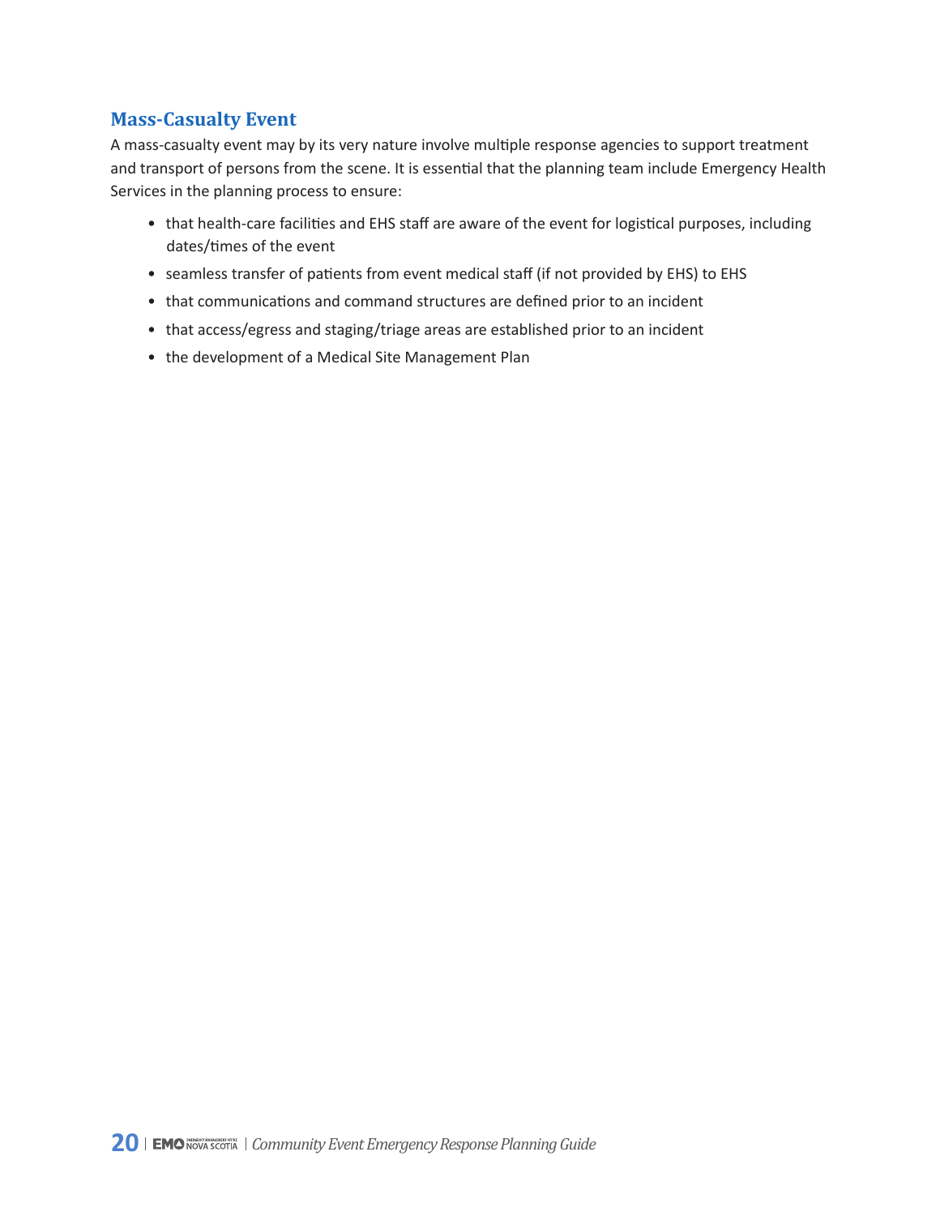## Mass-Casualty Event

A mass-casualty event may by its very nature involve multiple response agencies to support treatment and transport of persons from the scene. It is essential that the planning team include Emergency Health Services in the planning process to ensure:

- that health-care facilities and EHS staff are aware of the event for logistical purposes, including dates/times of the event
- seamless transfer of patients from event medical staff (if not provided by EHS) to EHS
- that communications and command structures are defined prior to an incident
- that access/egress and staging/triage areas are established prior to an incident
- the development of a Medical Site Management Plan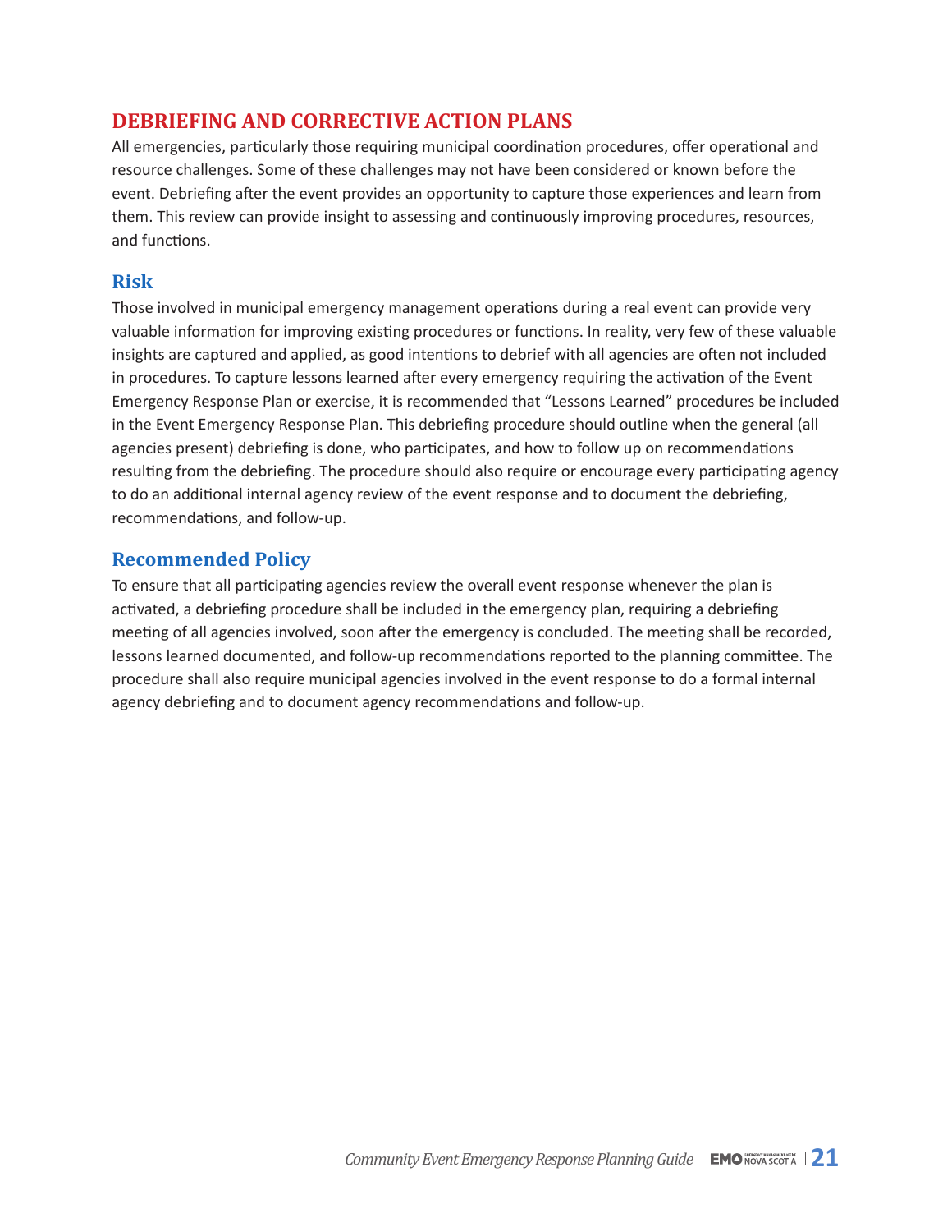## DEBRIEFING AND CORRECTIVE ACTION PLANS

All emergencies, particularly those requiring municipal coordination procedures, offer operational and resource challenges. Some of these challenges may not have been considered or known before the event. Debriefing after the event provides an opportunity to capture those experiences and learn from them. This review can provide insight to assessing and continuously improving procedures, resources, and functions.

### Risk

Those involved in municipal emergency management operations during a real event can provide very valuable information for improving existing procedures or functions. In reality, very few of these valuable insights are captured and applied, as good intentions to debrief with all agencies are often not included in procedures. To capture lessons learned after every emergency requiring the activation of the Event Emergency Response Plan or exercise, it is recommended that "Lessons Learned" procedures be included in the Event Emergency Response Plan. This debriefing procedure should outline when the general (all agencies present) debriefing is done, who participates, and how to follow up on recommendations resulting from the debriefing. The procedure should also require or encourage every participating agency to do an additional internal agency review of the event response and to document the debriefing, recommendations, and follow-up.

### Recommended Policy

To ensure that all participating agencies review the overall event response whenever the plan is activated, a debriefing procedure shall be included in the emergency plan, requiring a debriefing meeting of all agencies involved, soon after the emergency is concluded. The meeting shall be recorded, lessons learned documented, and follow-up recommendations reported to the planning committee. The procedure shall also require municipal agencies involved in the event response to do a formal internal agency debriefing and to document agency recommendations and follow-up.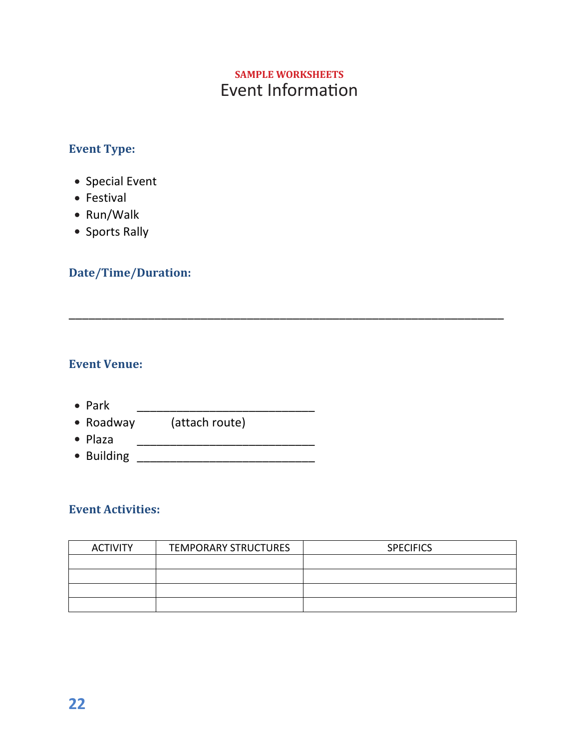SAMPLE WORKSHEETS

# Event Information

**Event Type:**

- Special Event
- Festival
- Run/Walk
- Sports Rally

**Date/Time/Duration:**

_____________________________________________________________________________

**Event Venue:**

- Park _____________________________
- Roadway (attach route)
- Plaza _____________________________
- Building _____________________________

**Event Activities:**

| ACTIVITY | TEMPORARY STRUCTURES | SPECIFICS |
|---|---|---|
| | | |
| | | |
| | | |
| | | |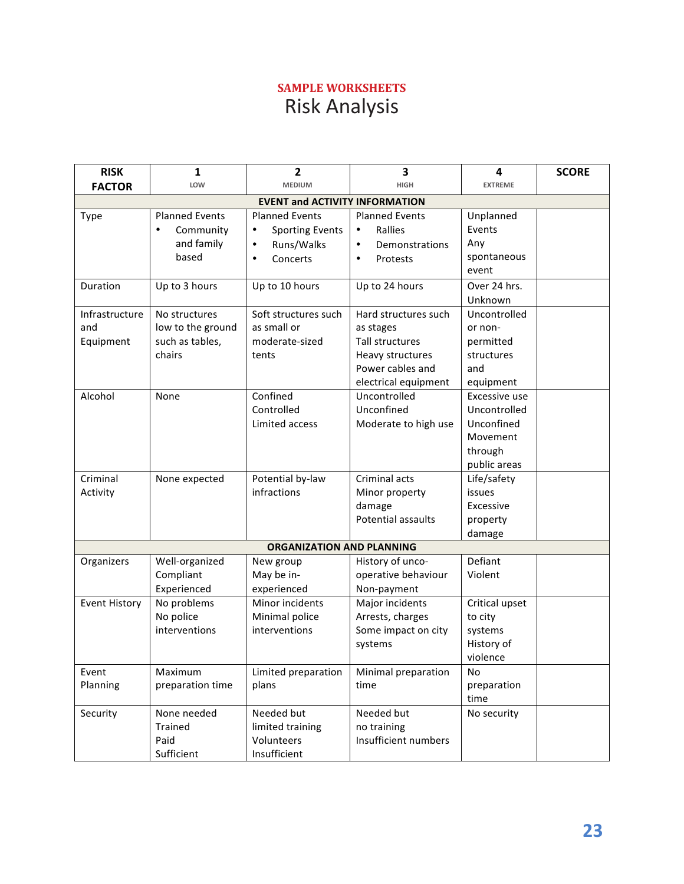## SAMPLE WORKSHEETS

# Risk Analysis

| RISK FACTOR | 1 LOW | 2 MEDIUM | 3 HIGH | 4 EXTREME | SCORE |
|---|---|---|---|---|---|
| **EVENT and ACTIVITY INFORMATION** | | | | | |
| Type | Planned Events • Community and family based | Planned Events • Sporting Events • Runs/Walks • Concerts | Planned Events • Rallies • Demonstrations • Protests | Unplanned Events Any spontaneous event | |
| Duration | Up to 3 hours | Up to 10 hours | Up to 24 hours | Over 24 hrs. Unknown | |
| Infrastructure and Equipment | No structures low to the ground such as tables, chairs | Soft structures such as small or moderate-sized tents | Hard structures such as stages Tall structures Heavy structures Power cables and electrical equipment | Uncontrolled or non-permitted structures and equipment | |
| Alcohol | None | Confined Controlled Limited access | Uncontrolled Unconfined Moderate to high use | Excessive use Uncontrolled Unconfined Movement through public areas | |
| Criminal Activity | None expected | Potential by-law infractions | Criminal acts Minor property damage Potential assaults | Life/safety issues Excessive property damage | |
| **ORGANIZATION AND PLANNING** | | | | | |
| Organizers | Well-organized Compliant Experienced | New group May be in-experienced | History of unco-operative behaviour Non-payment | Defiant Violent | |
| Event History | No problems No police interventions | Minor incidents Minimal police interventions | Major incidents Arrests, charges Some impact on city systems | Critical upset to city systems History of violence | |
| Event Planning | Maximum preparation time | Limited preparation plans | Minimal preparation time | No preparation time | |
| Security | None needed Trained Paid Sufficient | Needed but limited training Volunteers Insufficient | Needed but no training Insufficient numbers | No security | |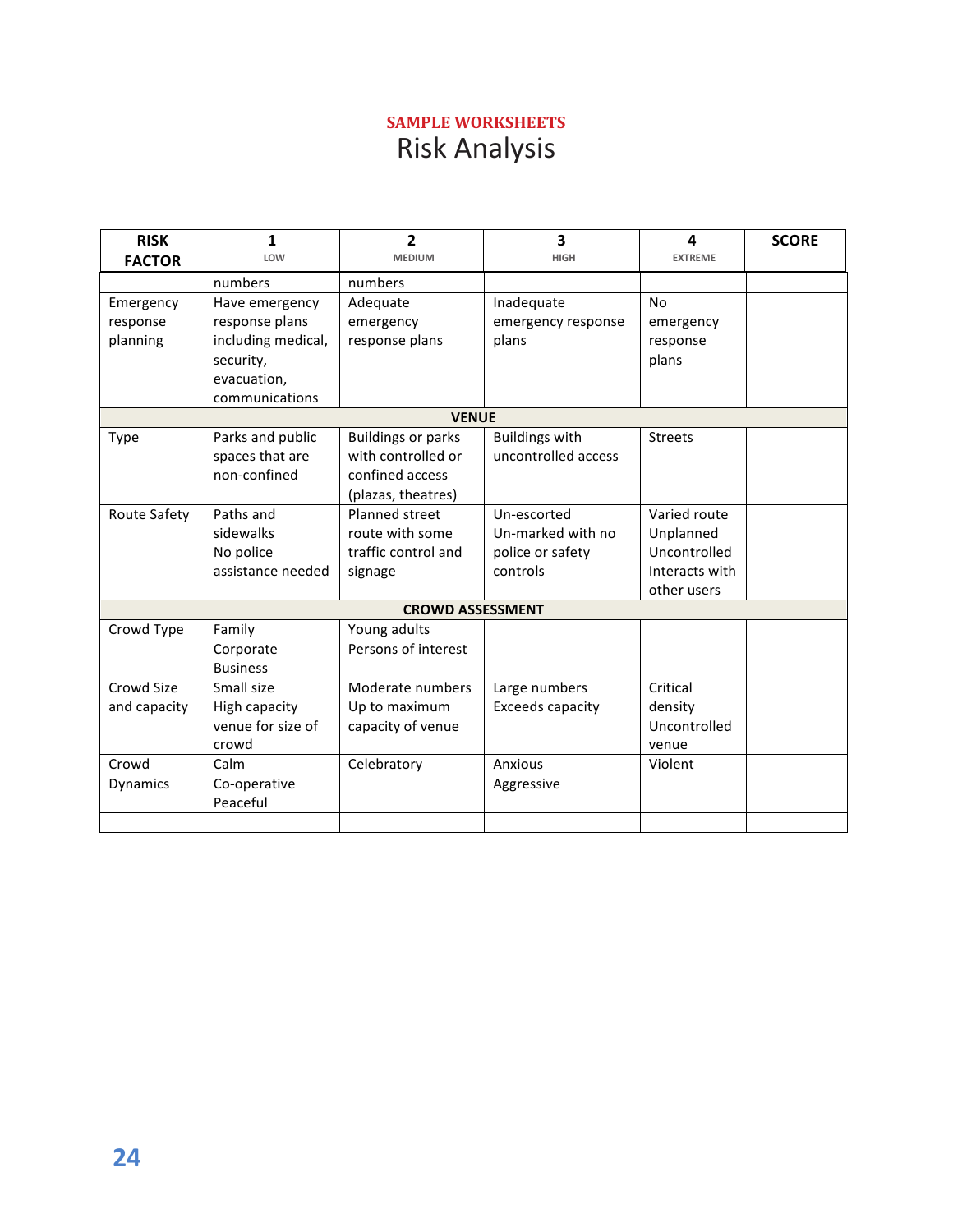**SAMPLE WORKSHEETS**

# Risk Analysis

| RISK FACTOR | 1 LOW | 2 MEDIUM | 3 HIGH | 4 EXTREME | SCORE |
|---|---|---|---|---|---|
| | numbers | numbers | | | |
| Emergency response planning | Have emergency response plans including medical, security, evacuation, communications | Adequate emergency response plans | Inadequate emergency response plans | No emergency response plans | |
| **VENUE** | | | | | |
| Type | Parks and public spaces that are non-confined | Buildings or parks with controlled or confined access (plazas, theatres) | Buildings with uncontrolled access | Streets | |
| Route Safety | Paths and sidewalks No police assistance needed | Planned street route with some traffic control and signage | Un-escorted Un-marked with no police or safety controls | Varied route Unplanned Uncontrolled Interacts with other users | |
| **CROWD ASSESSMENT** | | | | | |
| Crowd Type | Family Corporate Business | Young adults Persons of interest | | | |
| Crowd Size and capacity | Small size High capacity venue for size of crowd | Moderate numbers Up to maximum capacity of venue | Large numbers Exceeds capacity | Critical density Uncontrolled venue | |
| Crowd Dynamics | Calm Co-operative Peaceful | Celebratory | Anxious Aggressive | Violent | |
| | | | | | |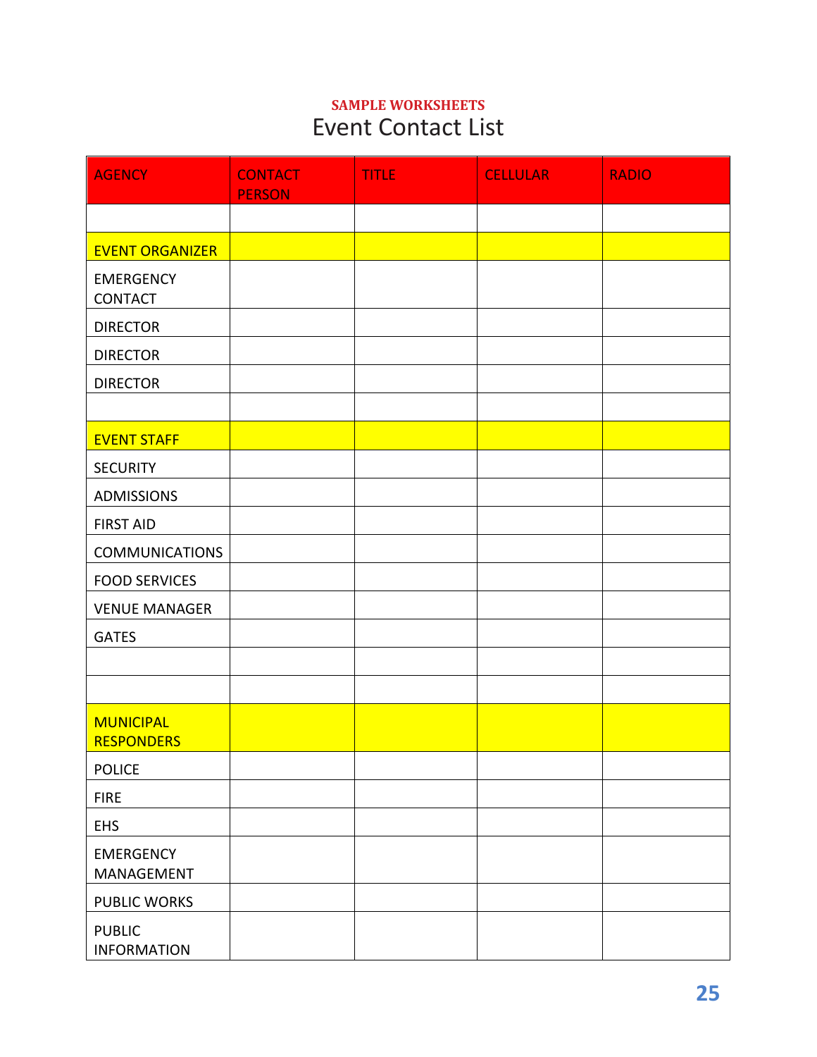**SAMPLE WORKSHEETS**

# Event Contact List

| AGENCY | CONTACT PERSON | TITLE | CELLULAR | RADIO |
|---|---|---|---|---|
| | | | | |
| EVENT ORGANIZER | | | | |
| EMERGENCY CONTACT | | | | |
| DIRECTOR | | | | |
| DIRECTOR | | | | |
| DIRECTOR | | | | |
| | | | | |
| EVENT STAFF | | | | |
| SECURITY | | | | |
| ADMISSIONS | | | | |
| FIRST AID | | | | |
| COMMUNICATIONS | | | | |
| FOOD SERVICES | | | | |
| VENUE MANAGER | | | | |
| GATES | | | | |
| | | | | |
| | | | | |
| MUNICIPAL RESPONDERS | | | | |
| POLICE | | | | |
| FIRE | | | | |
| EHS | | | | |
| EMERGENCY MANAGEMENT | | | | |
| PUBLIC WORKS | | | | |
| PUBLIC INFORMATION | | | | |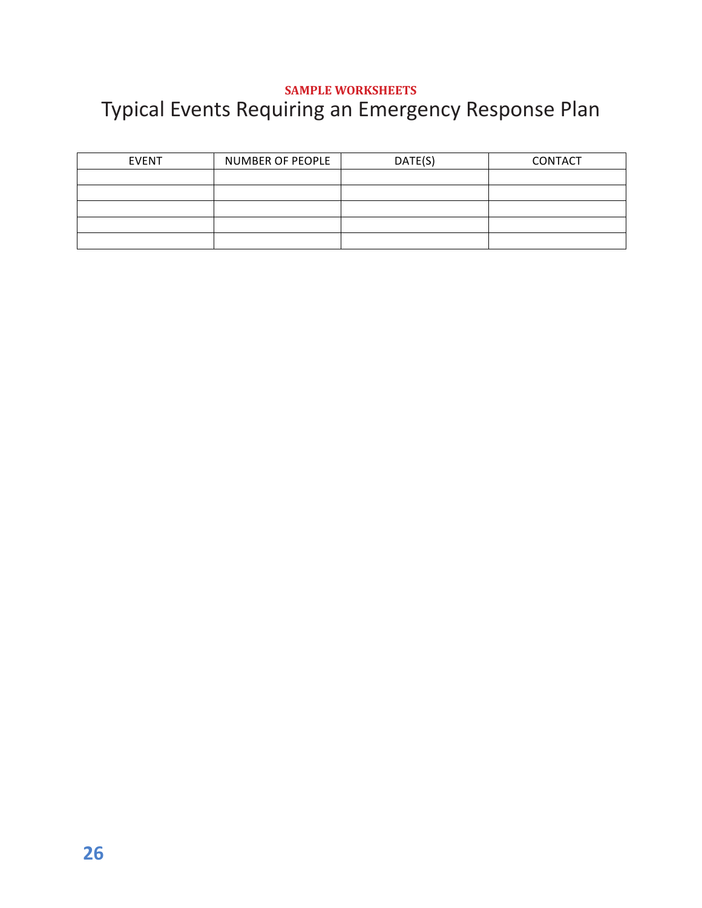**SAMPLE WORKSHEETS**

# Typical Events Requiring an Emergency Response Plan

| EVENT | NUMBER OF PEOPLE | DATE(S) | CONTACT |
|---|---|---|---|
| | | | |
| | | | |
| | | | |
| | | | |
| | | | |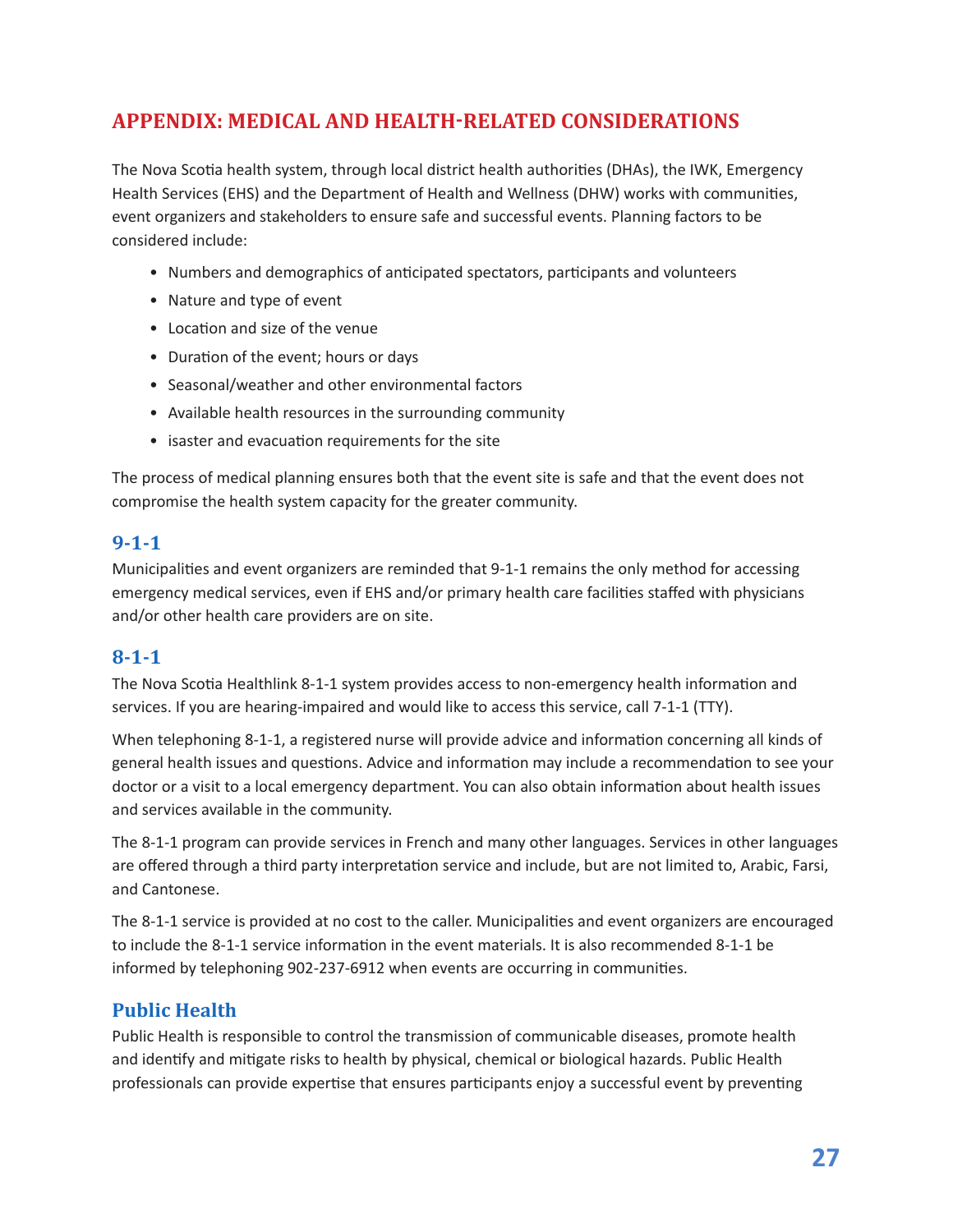## APPENDIX: MEDICAL AND HEALTH-RELATED CONSIDERATIONS

The Nova Scotia health system, through local district health authorities (DHAs), the IWK, Emergency Health Services (EHS) and the Department of Health and Wellness (DHW) works with communities, event organizers and stakeholders to ensure safe and successful events. Planning factors to be considered include:

- Numbers and demographics of anticipated spectators, participants and volunteers
- Nature and type of event
- Location and size of the venue
- Duration of the event; hours or days
- Seasonal/weather and other environmental factors
- Available health resources in the surrounding community
- isaster and evacuation requirements for the site

The process of medical planning ensures both that the event site is safe and that the event does not compromise the health system capacity for the greater community.

### 9-1-1

Municipalities and event organizers are reminded that 9-1-1 remains the only method for accessing emergency medical services, even if EHS and/or primary health care facilities staffed with physicians and/or other health care providers are on site.

### 8-1-1

The Nova Scotia Healthlink 8-1-1 system provides access to non-emergency health information and services. If you are hearing-impaired and would like to access this service, call 7-1-1 (TTY).

When telephoning 8-1-1, a registered nurse will provide advice and information concerning all kinds of general health issues and questions. Advice and information may include a recommendation to see your doctor or a visit to a local emergency department. You can also obtain information about health issues and services available in the community.

The 8-1-1 program can provide services in French and many other languages. Services in other languages are offered through a third party interpretation service and include, but are not limited to, Arabic, Farsi, and Cantonese.

The 8-1-1 service is provided at no cost to the caller. Municipalities and event organizers are encouraged to include the 8-1-1 service information in the event materials. It is also recommended 8-1-1 be informed by telephoning 902-237-6912 when events are occurring in communities.

### Public Health

Public Health is responsible to control the transmission of communicable diseases, promote health and identify and mitigate risks to health by physical, chemical or biological hazards. Public Health professionals can provide expertise that ensures participants enjoy a successful event by preventing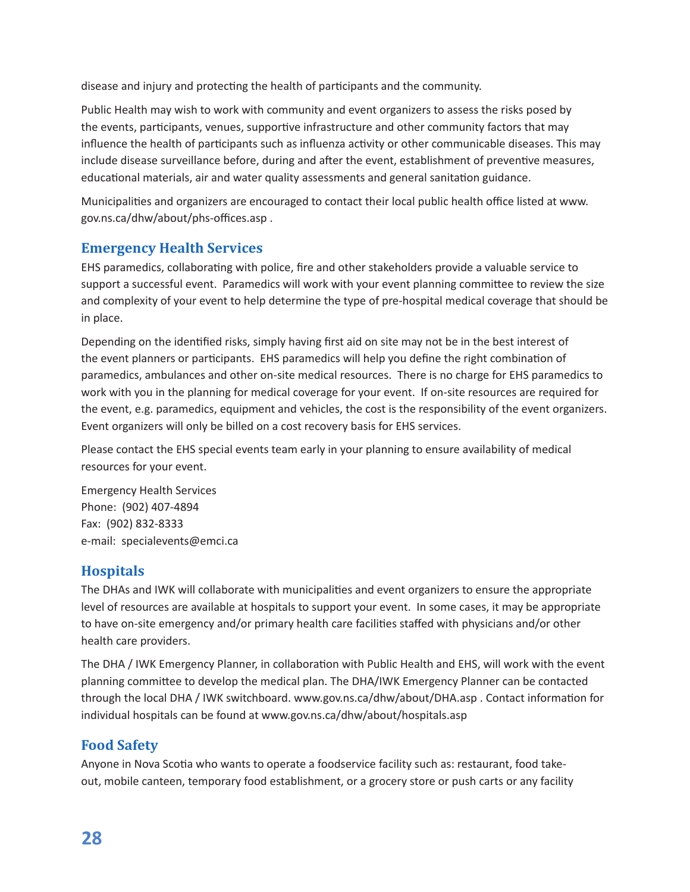disease and injury and protecting the health of participants and the community.

Public Health may wish to work with community and event organizers to assess the risks posed by the events, participants, venues, supportive infrastructure and other community factors that may influence the health of participants such as influenza activity or other communicable diseases. This may include disease surveillance before, during and after the event, establishment of preventive measures, educational materials, air and water quality assessments and general sanitation guidance.

Municipalities and organizers are encouraged to contact their local public health office listed at www.gov.ns.ca/dhw/about/phs-offices.asp .

## Emergency Health Services

EHS paramedics, collaborating with police, fire and other stakeholders provide a valuable service to support a successful event. Paramedics will work with your event planning committee to review the size and complexity of your event to help determine the type of pre-hospital medical coverage that should be in place.

Depending on the identified risks, simply having first aid on site may not be in the best interest of the event planners or participants. EHS paramedics will help you define the right combination of paramedics, ambulances and other on-site medical resources. There is no charge for EHS paramedics to work with you in the planning for medical coverage for your event. If on-site resources are required for the event, e.g. paramedics, equipment and vehicles, the cost is the responsibility of the event organizers. Event organizers will only be billed on a cost recovery basis for EHS services.

Please contact the EHS special events team early in your planning to ensure availability of medical resources for your event.

Emergency Health Services  
Phone: (902) 407-4894  
Fax: (902) 832-8333  
e-mail: specialevents@emci.ca

## Hospitals

The DHAs and IWK will collaborate with municipalities and event organizers to ensure the appropriate level of resources are available at hospitals to support your event. In some cases, it may be appropriate to have on-site emergency and/or primary health care facilities staffed with physicians and/or other health care providers.

The DHA / IWK Emergency Planner, in collaboration with Public Health and EHS, will work with the event planning committee to develop the medical plan. The DHA/IWK Emergency Planner can be contacted through the local DHA / IWK switchboard. www.gov.ns.ca/dhw/about/DHA.asp . Contact information for individual hospitals can be found at www.gov.ns.ca/dhw/about/hospitals.asp

## Food Safety

Anyone in Nova Scotia who wants to operate a foodservice facility such as: restaurant, food take-out, mobile canteen, temporary food establishment, or a grocery store or push carts or any facility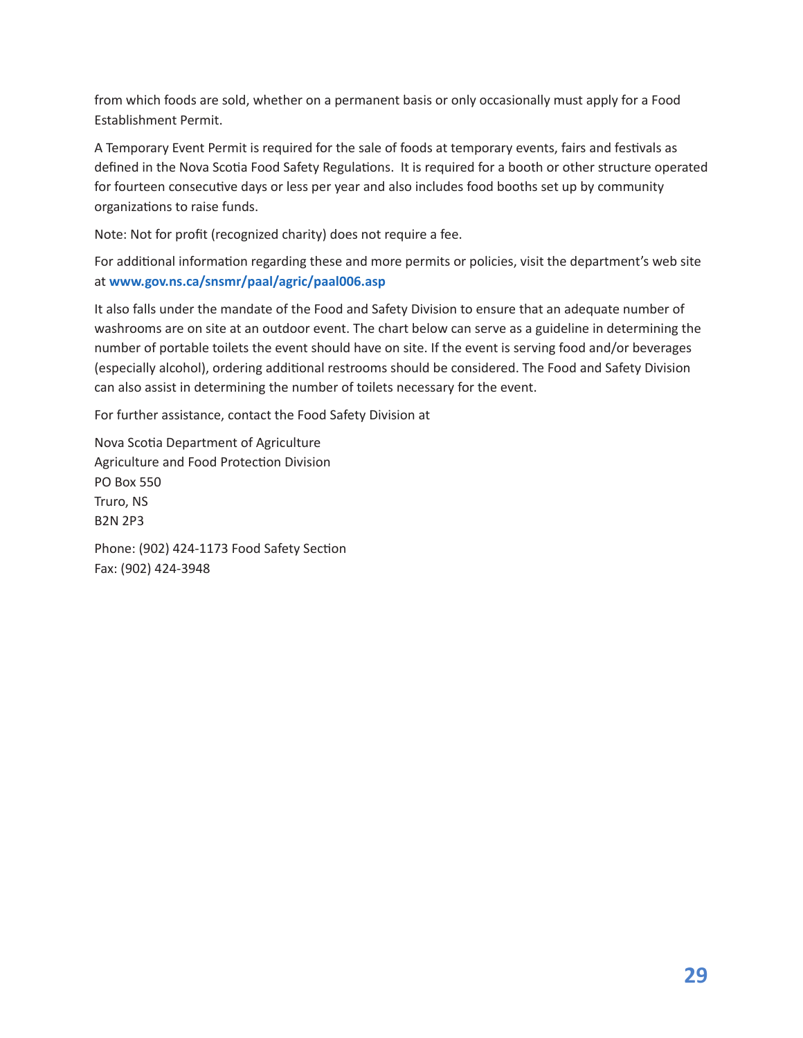from which foods are sold, whether on a permanent basis or only occasionally must apply for a Food Establishment Permit.

A Temporary Event Permit is required for the sale of foods at temporary events, fairs and festivals as defined in the Nova Scotia Food Safety Regulations. It is required for a booth or other structure operated for fourteen consecutive days or less per year and also includes food booths set up by community organizations to raise funds.

Note: Not for profit (recognized charity) does not require a fee.

For additional information regarding these and more permits or policies, visit the department's web site at **www.gov.ns.ca/snsmr/paal/agric/paal006.asp**

It also falls under the mandate of the Food and Safety Division to ensure that an adequate number of washrooms are on site at an outdoor event. The chart below can serve as a guideline in determining the number of portable toilets the event should have on site. If the event is serving food and/or beverages (especially alcohol), ordering additional restrooms should be considered. The Food and Safety Division can also assist in determining the number of toilets necessary for the event.

For further assistance, contact the Food Safety Division at

Nova Scotia Department of Agriculture
Agriculture and Food Protection Division
PO Box 550
Truro, NS
B2N 2P3

Phone: (902) 424-1173 Food Safety Section
Fax: (902) 424-3948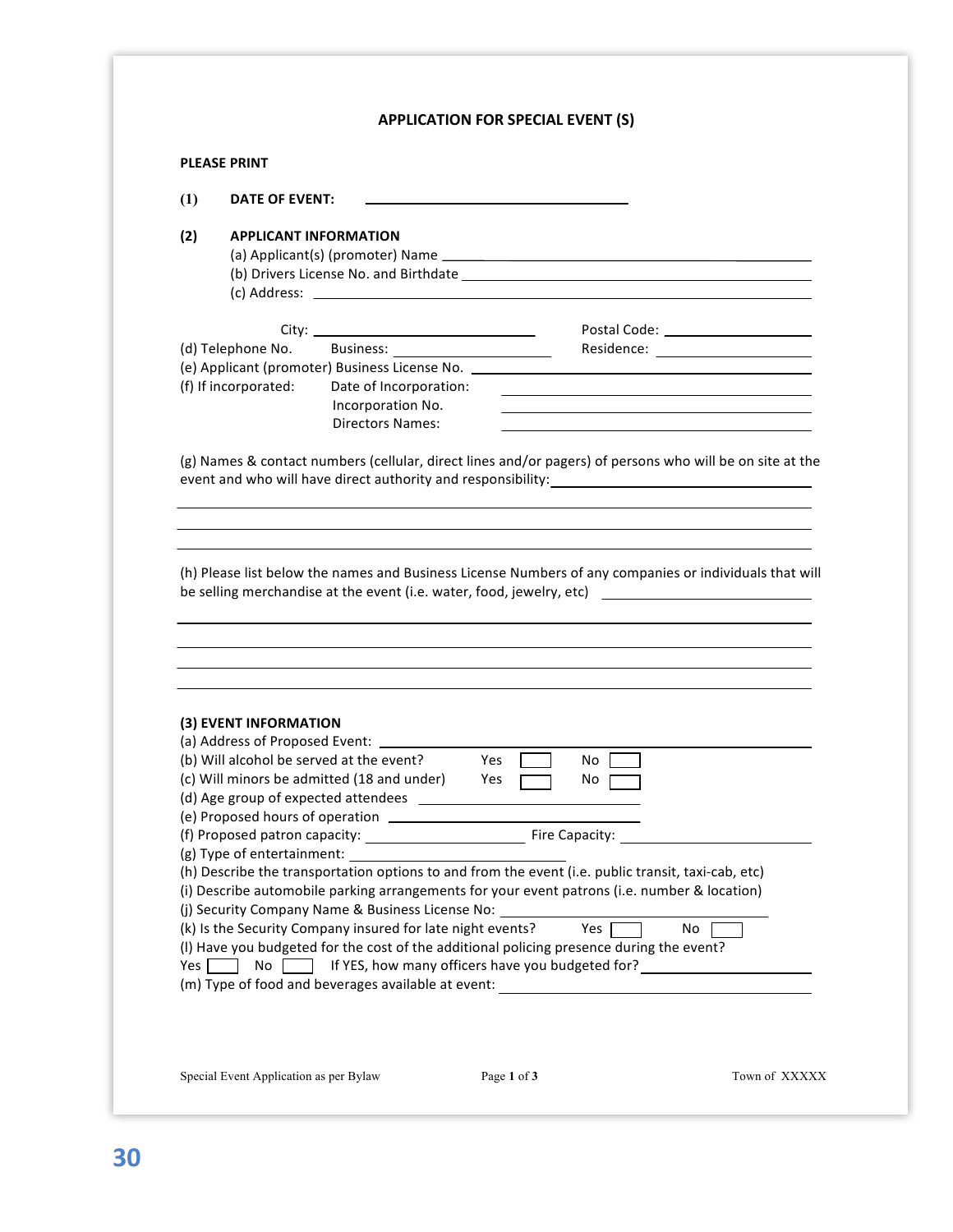# APPLICATION FOR SPECIAL EVENT (S)

**PLEASE PRINT**

**(1) DATE OF EVENT:** ______________________________

**(2) APPLICANT INFORMATION**

(a) Applicant(s) (promoter) Name ______________________________

(b) Drivers License No. and Birthdate ______________________________

(c) Address: ______________________________

City: ______________________ Postal Code: ______________

(d) Telephone No. Business: ______________ Residence: ______________

(e) Applicant (promoter) Business License No. ______________________________

(f) If incorporated: Date of Incorporation: ______________________

Incorporation No. ______________________

Directors Names: ______________________

(g) Names & contact numbers (cellular, direct lines and/or pagers) of persons who will be on site at the event and who will have direct authority and responsibility: ______________________________

______________________________

______________________________

______________________________

(h) Please list below the names and Business License Numbers of any companies or individuals that will be selling merchandise at the event (i.e. water, food, jewelry, etc) ______________________

______________________________

______________________________

______________________________

______________________________

**(3) EVENT INFORMATION**

(a) Address of Proposed Event: ______________________________

(b) Will alcohol be served at the event? Yes ☐ No ☐

(c) Will minors be admitted (18 and under) Yes ☐ No ☐

(d) Age group of expected attendees ______________________

(e) Proposed hours of operation ______________________

(f) Proposed patron capacity: ______________ Fire Capacity: ______________

(g) Type of entertainment: ______________________

(h) Describe the transportation options to and from the event (i.e. public transit, taxi-cab, etc)

(i) Describe automobile parking arrangements for your event patrons (i.e. number & location)

(j) Security Company Name & Business License No: ______________________

(k) Is the Security Company insured for late night events? Yes ☐ No ☐

(l) Have you budgeted for the cost of the additional policing presence during the event?

Yes ☐ No ☐ If YES, how many officers have you budgeted for? ______________

(m) Type of food and beverages available at event: ______________________

Special Event Application as per Bylaw — Town of XXXXX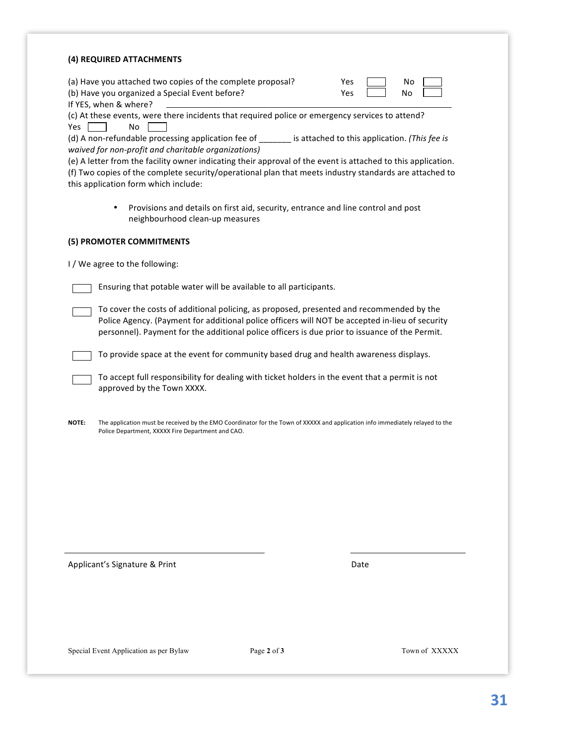**(4) REQUIRED ATTACHMENTS**

(a) Have you attached two copies of the complete proposal? Yes ☐ No ☐

(b) Have you organized a Special Event before? Yes ☐ No ☐

If YES, when & where? ______________________________________________

(c) At these events, were there incidents that required police or emergency services to attend?

Yes ☐ No ☐

(d) A non-refundable processing application fee of _______ is attached to this application. *(This fee is waived for non-profit and charitable organizations)*

(e) A letter from the facility owner indicating their approval of the event is attached to this application.

(f) Two copies of the complete security/operational plan that meets industry standards are attached to this application form which include:

- Provisions and details on first aid, security, entrance and line control and post neighbourhood clean-up measures

**(5) PROMOTER COMMITMENTS**

I / We agree to the following:

☐ Ensuring that potable water will be available to all participants.

☐ To cover the costs of additional policing, as proposed, presented and recommended by the Police Agency. (Payment for additional police officers will NOT be accepted in-lieu of security personnel). Payment for the additional police officers is due prior to issuance of the Permit.

☐ To provide space at the event for community based drug and health awareness displays.

☐ To accept full responsibility for dealing with ticket holders in the event that a permit is not approved by the Town XXXX.

**NOTE:** The application must be received by the EMO Coordinator for the Town of XXXXX and application info immediately relayed to the Police Department, XXXXX Fire Department and CAO.

______________________________ ______________________

Applicant's Signature & Print Date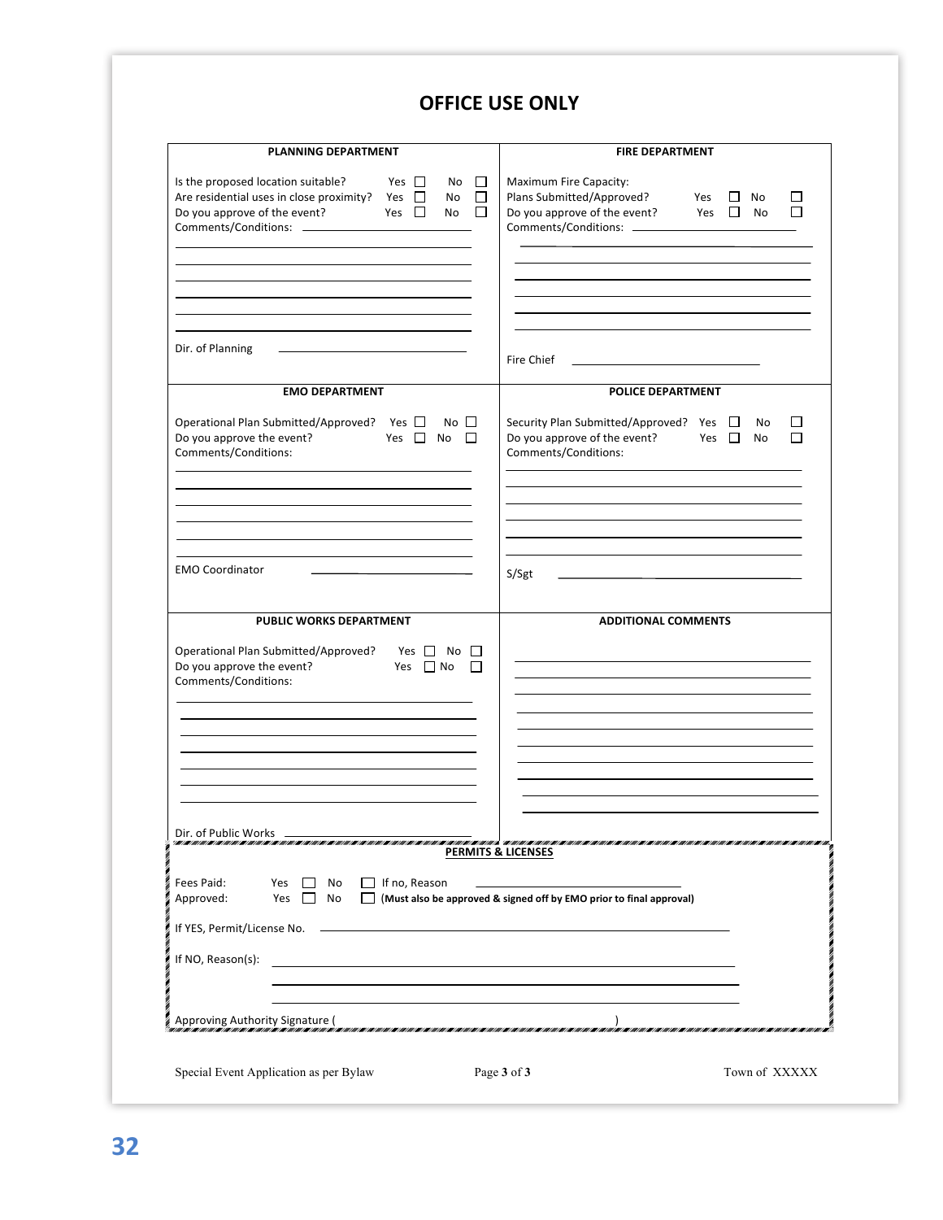# OFFICE USE ONLY

## PLANNING DEPARTMENT

Is the proposed location suitable? Yes ☐ No ☐

Are residential uses in close proximity? Yes ☐ No ☐

Do you approve of the event? Yes ☐ No ☐

Comments/Conditions: ____________________

____________________

____________________

____________________

____________________

____________________

____________________

Dir. of Planning ____________________

## FIRE DEPARTMENT

Maximum Fire Capacity:

Plans Submitted/Approved? Yes ☐ No ☐

Do you approve of the event? Yes ☐ No ☐

Comments/Conditions: ____________________

____________________

____________________

____________________

____________________

____________________

____________________

Fire Chief ____________________

## EMO DEPARTMENT

Operational Plan Submitted/Approved? Yes ☐ No ☐

Do you approve the event? Yes ☐ No ☐

Comments/Conditions:

____________________

____________________

____________________

____________________

____________________

____________________

EMO Coordinator ____________________

## POLICE DEPARTMENT

Security Plan Submitted/Approved? Yes ☐ No ☐

Do you approve of the event? Yes ☐ No ☐

Comments/Conditions:

____________________

____________________

____________________

____________________

____________________

____________________

S/Sgt ____________________

## PUBLIC WORKS DEPARTMENT

Operational Plan Submitted/Approved? Yes ☐ No ☐

Do you approve the event? Yes ☐ No ☐

Comments/Conditions:

____________________

____________________

____________________

____________________

____________________

____________________

____________________

Dir. of Public Works ____________________

## ADDITIONAL COMMENTS

____________________

____________________

____________________

____________________

____________________

____________________

____________________

____________________

____________________

____________________

## PERMITS & LICENSES

Fees Paid: Yes ☐ No ☐ If no, Reason ____________________

Approved: Yes ☐ No ☐ **(Must also be approved & signed off by EMO prior to final approval)**

If YES, Permit/License No. ____________________

If NO, Reason(s): ____________________

____________________

____________________

Approving Authority Signature ( )

Special Event Application as per Bylaw Town of XXXXX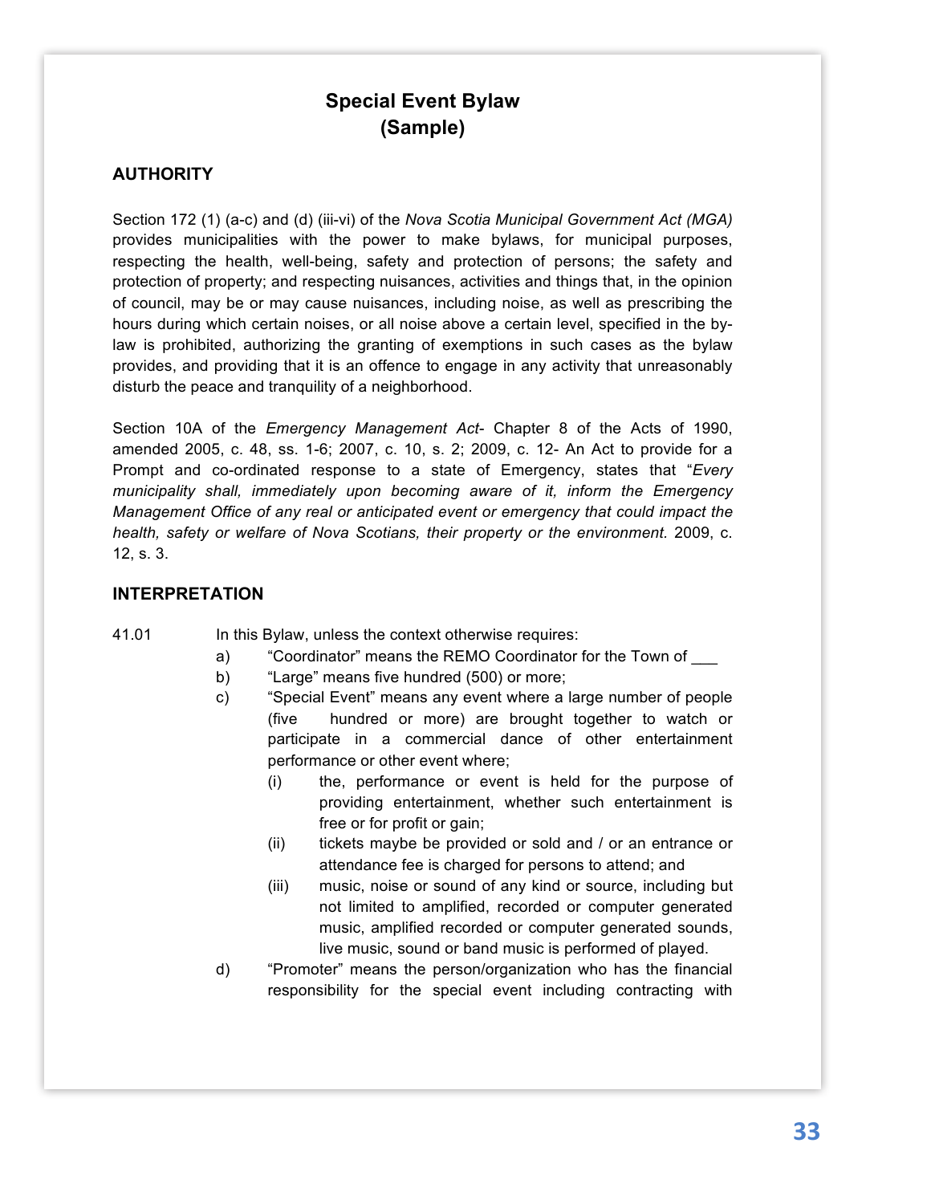# Special Event Bylaw
# (Sample)

## AUTHORITY

Section 172 (1) (a-c) and (d) (iii-vi) of the *Nova Scotia Municipal Government Act (MGA)* provides municipalities with the power to make bylaws, for municipal purposes, respecting the health, well-being, safety and protection of persons; the safety and protection of property; and respecting nuisances, activities and things that, in the opinion of council, may be or may cause nuisances, including noise, as well as prescribing the hours during which certain noises, or all noise above a certain level, specified in the by-law is prohibited, authorizing the granting of exemptions in such cases as the bylaw provides, and providing that it is an offence to engage in any activity that unreasonably disturb the peace and tranquility of a neighborhood.

Section 10A of the *Emergency Management Act*- Chapter 8 of the Acts of 1990, amended 2005, c. 48, ss. 1-6; 2007, c. 10, s. 2; 2009, c. 12- An Act to provide for a Prompt and co-ordinated response to a state of Emergency, states that "*Every municipality shall, immediately upon becoming aware of it, inform the Emergency Management Office of any real or anticipated event or emergency that could impact the health, safety or welfare of Nova Scotians, their property or the environment.* 2009, c. 12, s. 3.

## INTERPRETATION

41.01 In this Bylaw, unless the context otherwise requires:

- a) "Coordinator" means the REMO Coordinator for the Town of ___
- b) "Large" means five hundred (500) or more;
- c) "Special Event" means any event where a large number of people (five hundred or more) are brought together to watch or participate in a commercial dance of other entertainment performance or other event where;
  - (i) the, performance or event is held for the purpose of providing entertainment, whether such entertainment is free or for profit or gain;
  - (ii) tickets maybe be provided or sold and / or an entrance or attendance fee is charged for persons to attend; and
  - (iii) music, noise or sound of any kind or source, including but not limited to amplified, recorded or computer generated music, amplified recorded or computer generated sounds, live music, sound or band music is performed of played.
- d) "Promoter" means the person/organization who has the financial responsibility for the special event including contracting with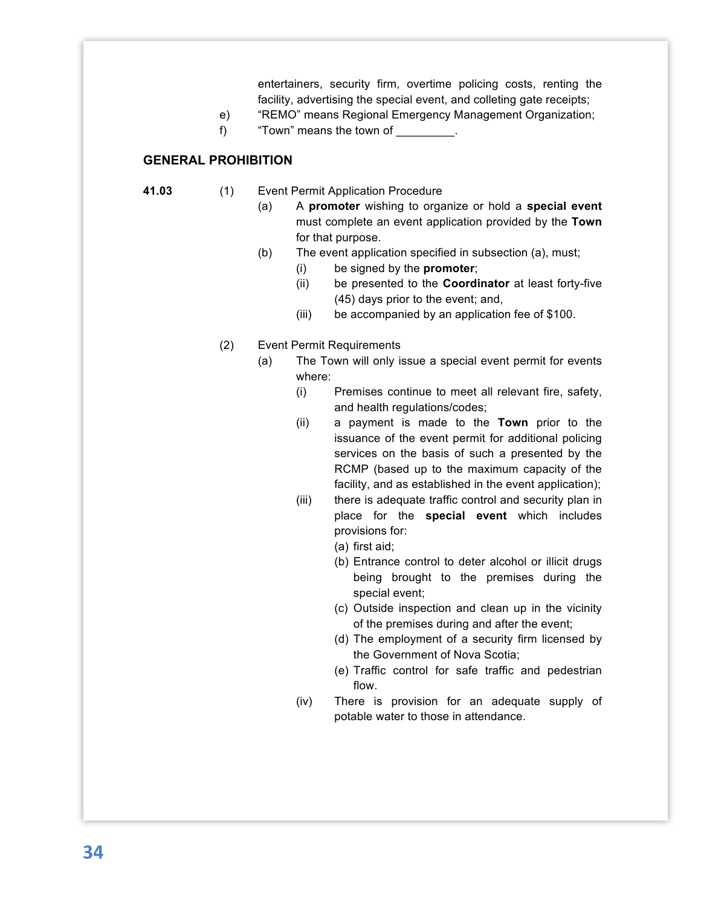entertainers, security firm, overtime policing costs, renting the facility, advertising the special event, and colleting gate receipts;

e) "REMO" means Regional Emergency Management Organization;

f) "Town" means the town of _________.

## GENERAL PROHIBITION

**41.03** (1) Event Permit Application Procedure

(a) A **promoter** wishing to organize or hold a **special event** must complete an event application provided by the **Town** for that purpose.

(b) The event application specified in subsection (a), must;

(i) be signed by the **promoter**;

(ii) be presented to the **Coordinator** at least forty-five (45) days prior to the event; and,

(iii) be accompanied by an application fee of $100.

(2) Event Permit Requirements

(a) The Town will only issue a special event permit for events where:

(i) Premises continue to meet all relevant fire, safety, and health regulations/codes;

(ii) a payment is made to the **Town** prior to the issuance of the event permit for additional policing services on the basis of such a presented by the RCMP (based up to the maximum capacity of the facility, and as established in the event application);

(iii) there is adequate traffic control and security plan in place for the **special event** which includes provisions for:

(a) first aid;

(b) Entrance control to deter alcohol or illicit drugs being brought to the premises during the special event;

(c) Outside inspection and clean up in the vicinity of the premises during and after the event;

(d) The employment of a security firm licensed by the Government of Nova Scotia;

(e) Traffic control for safe traffic and pedestrian flow.

(iv) There is provision for an adequate supply of potable water to those in attendance.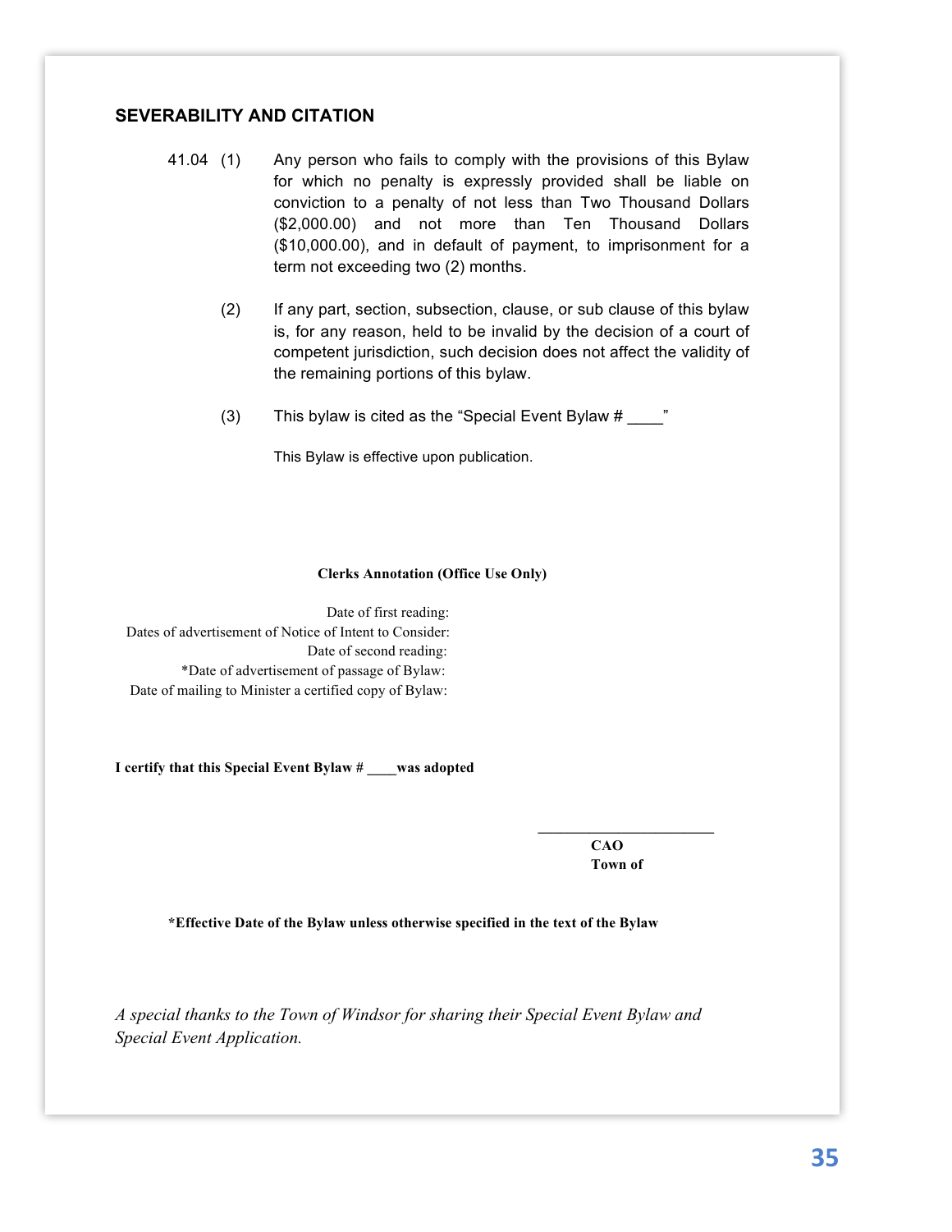## SEVERABILITY AND CITATION

41.04 (1) Any person who fails to comply with the provisions of this Bylaw for which no penalty is expressly provided shall be liable on conviction to a penalty of not less than Two Thousand Dollars ($2,000.00) and not more than Ten Thousand Dollars ($10,000.00), and in default of payment, to imprisonment for a term not exceeding two (2) months.

(2) If any part, section, subsection, clause, or sub clause of this bylaw is, for any reason, held to be invalid by the decision of a court of competent jurisdiction, such decision does not affect the validity of the remaining portions of this bylaw.

(3) This bylaw is cited as the "Special Event Bylaw # ____"

This Bylaw is effective upon publication.

**Clerks Annotation (Office Use Only)**

Date of first reading:
Dates of advertisement of Notice of Intent to Consider:
Date of second reading:
*Date of advertisement of passage of Bylaw:
Date of mailing to Minister a certified copy of Bylaw:

**I certify that this Special Event Bylaw # ____was adopted**

________________________
**CAO**
**Town of**

**\*Effective Date of the Bylaw unless otherwise specified in the text of the Bylaw**

*A special thanks to the Town of Windsor for sharing their Special Event Bylaw and Special Event Application.*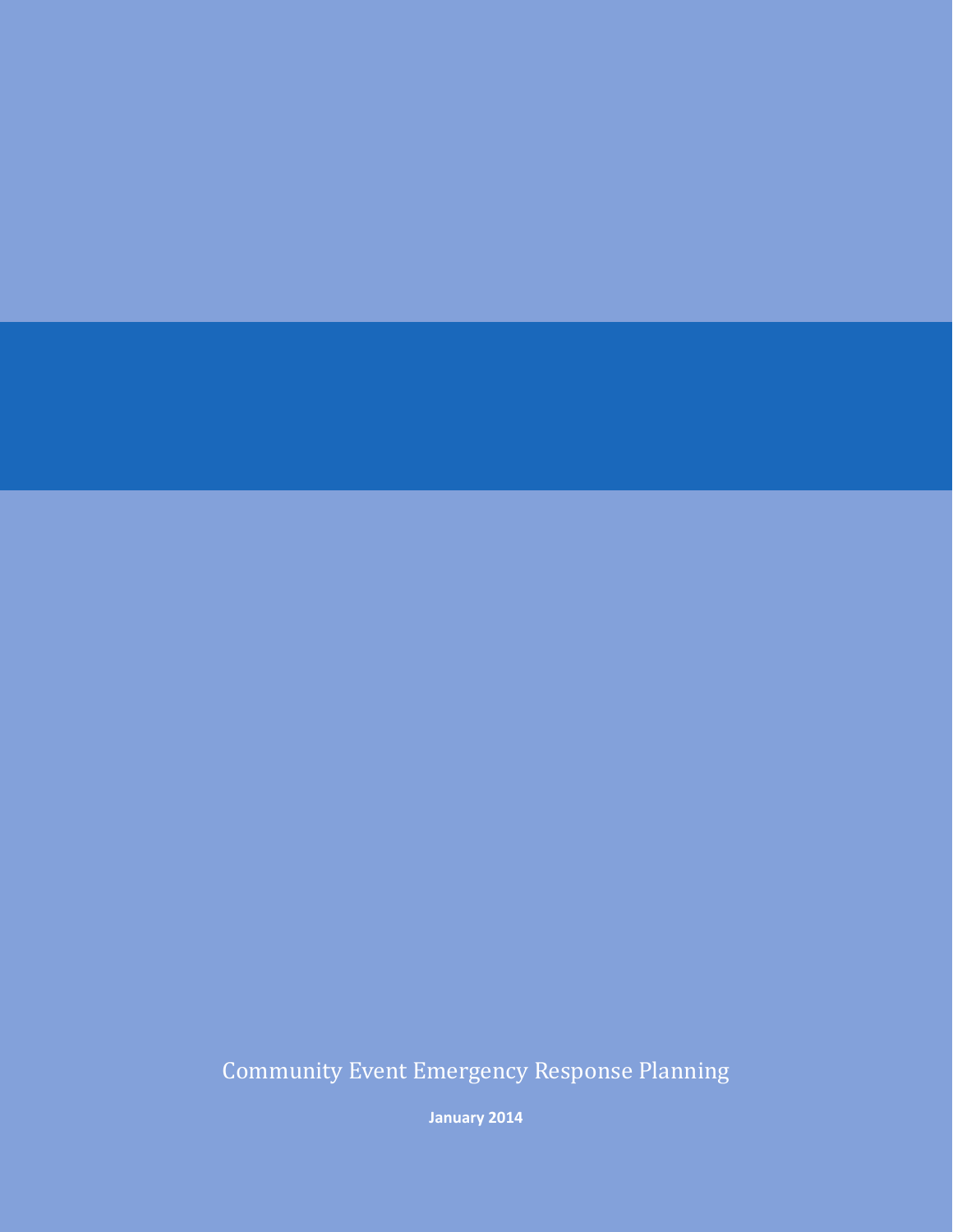Community Event Emergency Response Planning

**January 2014**